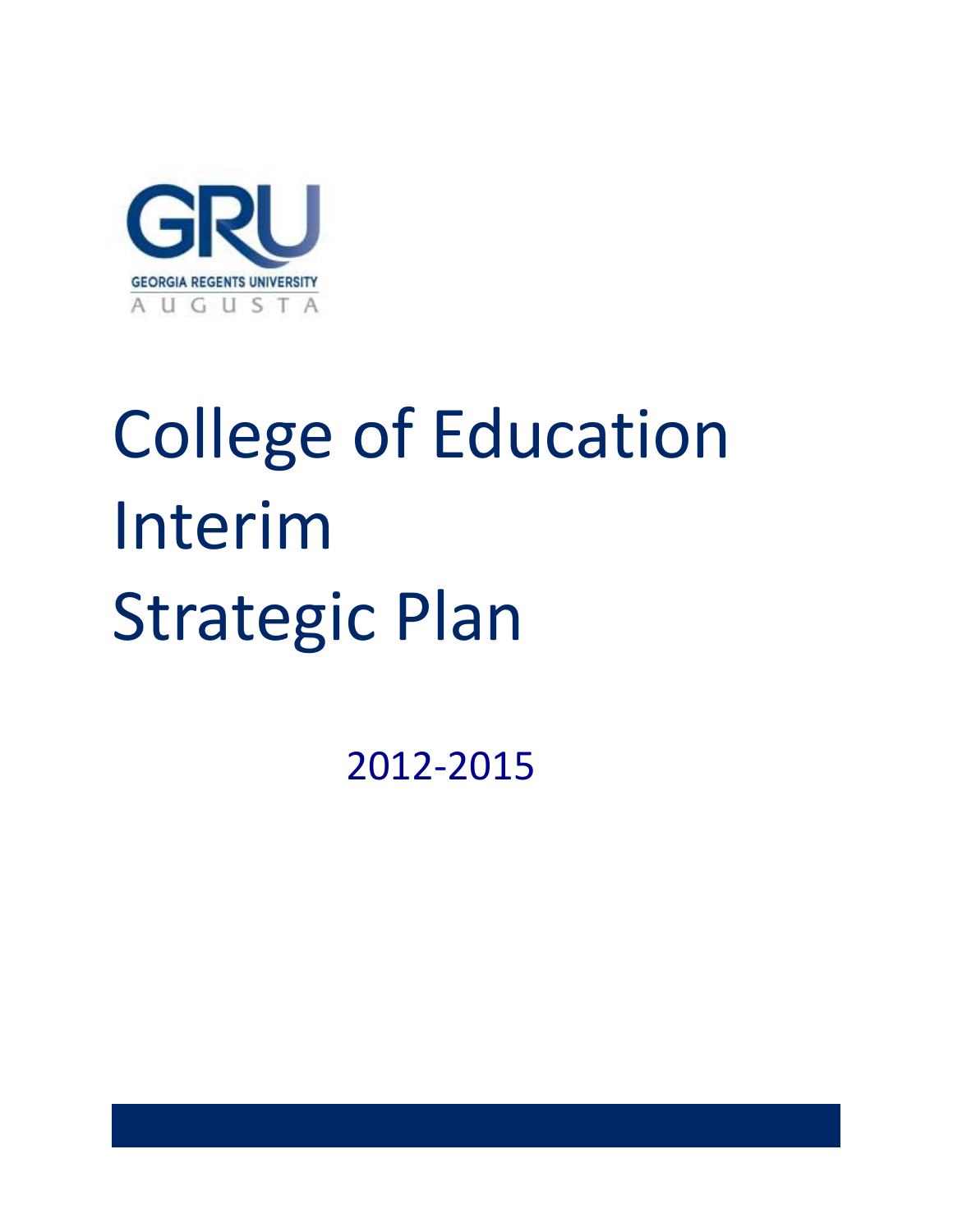GRU

GEORGIA REGENTS UNIVERSITY

AUGUSTA

# College of Education Interim Strategic Plan

2012-2015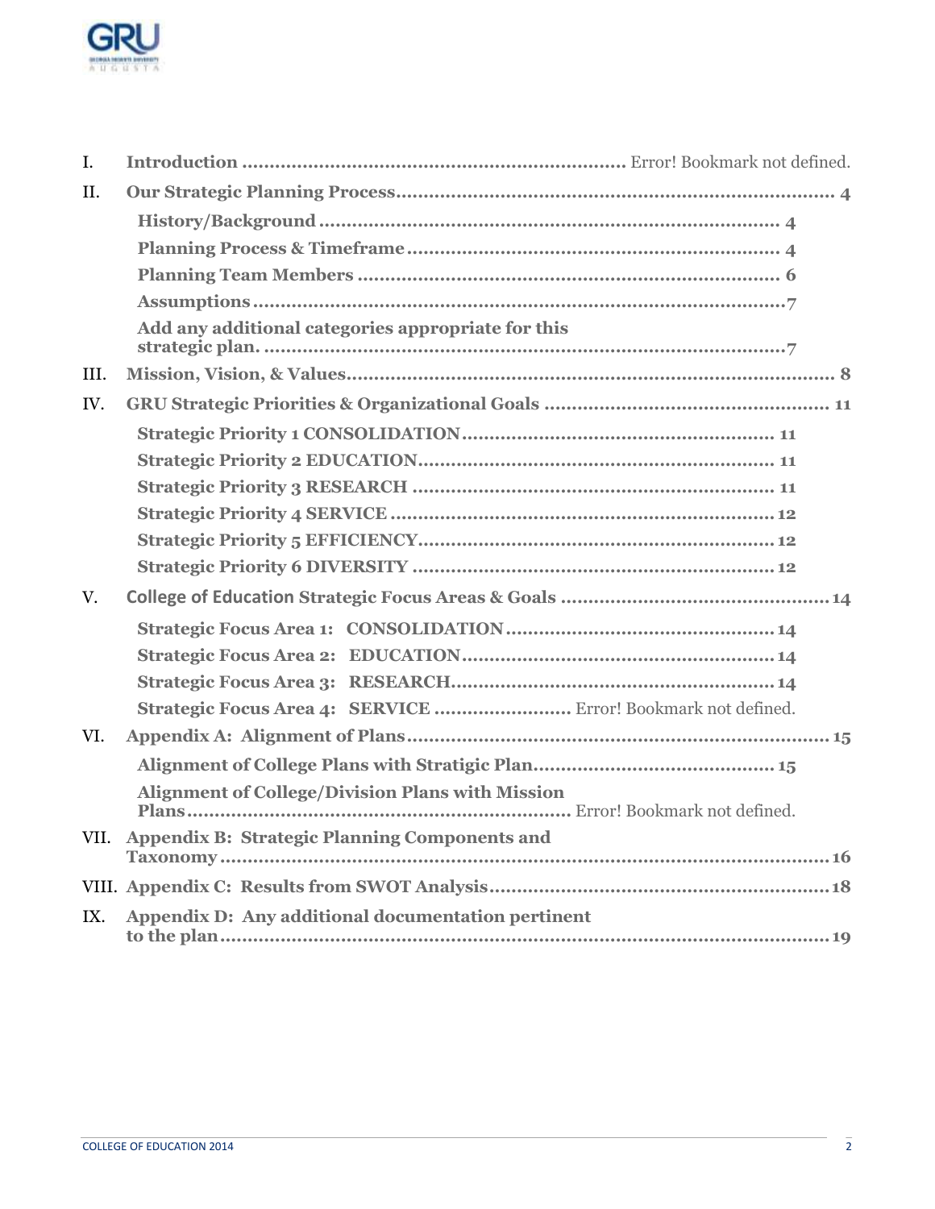I. **Introduction** ........................................................................ Error! Bookmark not defined.

II. **Our Strategic Planning Process** ........................................................................ 4

- **History/Background** ........................................................................ 4
- **Planning Process & Timeframe** ........................................................................ 4
- **Planning Team Members** ........................................................................ 6
- **Assumptions** ........................................................................ 7
- **Add any additional categories appropriate for this strategic plan.** ........................................................................ 7

III. **Mission, Vision, & Values** ........................................................................ 8

IV. **GRU Strategic Priorities & Organizational Goals** ........................................................................ 11

- **Strategic Priority 1 CONSOLIDATION** ........................................................................ 11
- **Strategic Priority 2 EDUCATION** ........................................................................ 11
- **Strategic Priority 3 RESEARCH** ........................................................................ 11
- **Strategic Priority 4 SERVICE** ........................................................................ 12
- **Strategic Priority 5 EFFICIENCY** ........................................................................ 12
- **Strategic Priority 6 DIVERSITY** ........................................................................ 12

V. **College of Education Strategic Focus Areas & Goals** ........................................................................ 14

- **Strategic Focus Area 1: CONSOLIDATION** ........................................................................ 14
- **Strategic Focus Area 2: EDUCATION** ........................................................................ 14
- **Strategic Focus Area 3: RESEARCH** ........................................................................ 14
- **Strategic Focus Area 4: SERVICE** ........................................................................ Error! Bookmark not defined.

VI. **Appendix A: Alignment of Plans** ........................................................................ 15

- **Alignment of College Plans with Stratigic Plan** ........................................................................ 15
- **Alignment of College/Division Plans with Mission Plans** ........................................................................ Error! Bookmark not defined.

VII. **Appendix B: Strategic Planning Components and Taxonomy** ........................................................................ 16

VIII. **Appendix C: Results from SWOT Analysis** ........................................................................ 18

IX. **Appendix D: Any additional documentation pertinent to the plan** ........................................................................ 19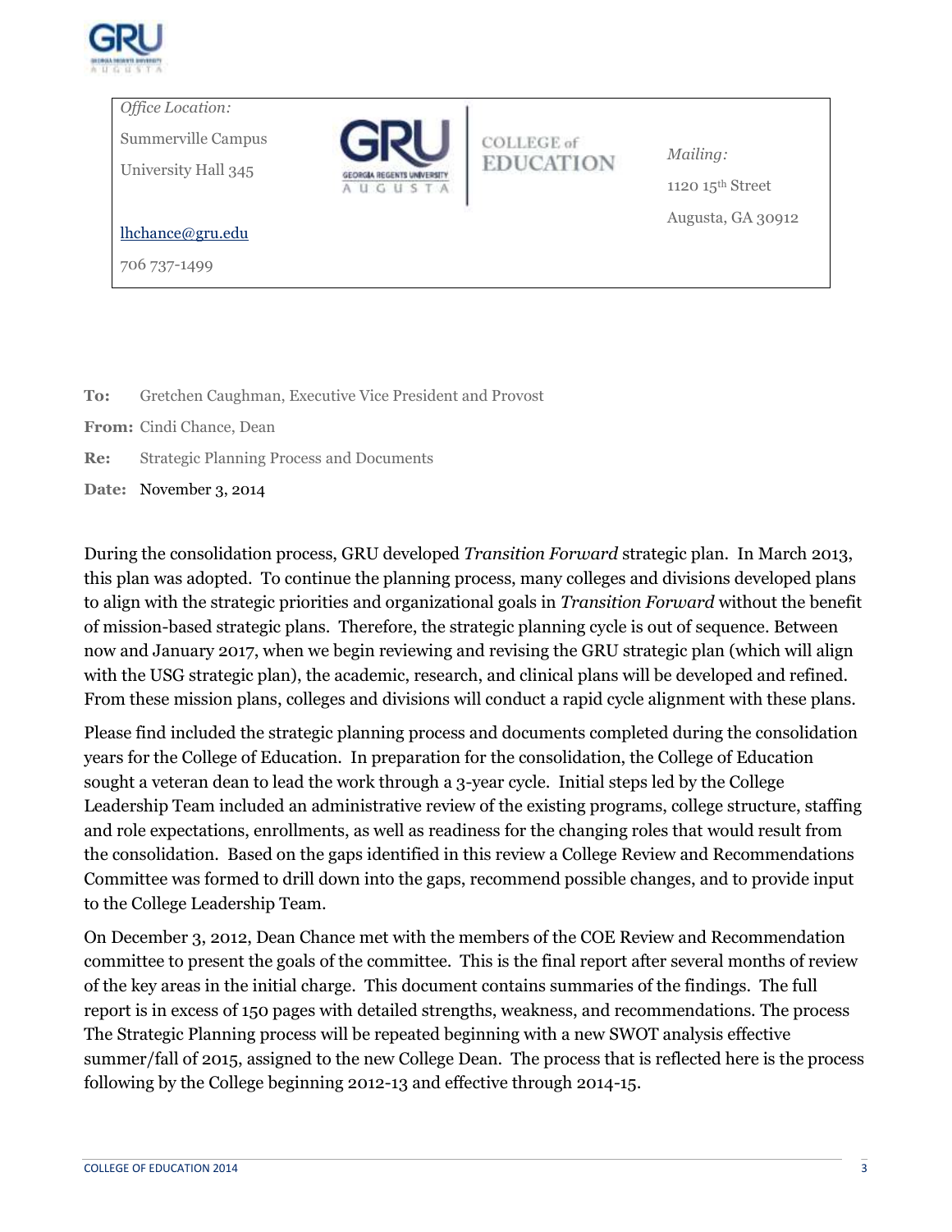| *Office Location:* | GRU Georgia Regents University Augusta — COLLEGE of EDUCATION | *Mailing:* |
|---|---|---|
| Summerville Campus | | 1120 15th Street |
| University Hall 345 | | Augusta, GA 30912 |
| lhchance@gru.edu | | |
| 706 737-1499 | | |

**To:** Gretchen Caughman, Executive Vice President and Provost

**From:** Cindi Chance, Dean

**Re:** Strategic Planning Process and Documents

**Date:** November 3, 2014

During the consolidation process, GRU developed *Transition Forward* strategic plan. In March 2013, this plan was adopted. To continue the planning process, many colleges and divisions developed plans to align with the strategic priorities and organizational goals in *Transition Forward* without the benefit of mission-based strategic plans. Therefore, the strategic planning cycle is out of sequence. Between now and January 2017, when we begin reviewing and revising the GRU strategic plan (which will align with the USG strategic plan), the academic, research, and clinical plans will be developed and refined. From these mission plans, colleges and divisions will conduct a rapid cycle alignment with these plans.

Please find included the strategic planning process and documents completed during the consolidation years for the College of Education. In preparation for the consolidation, the College of Education sought a veteran dean to lead the work through a 3-year cycle. Initial steps led by the College Leadership Team included an administrative review of the existing programs, college structure, staffing and role expectations, enrollments, as well as readiness for the changing roles that would result from the consolidation. Based on the gaps identified in this review a College Review and Recommendations Committee was formed to drill down into the gaps, recommend possible changes, and to provide input to the College Leadership Team.

On December 3, 2012, Dean Chance met with the members of the COE Review and Recommendation committee to present the goals of the committee. This is the final report after several months of review of the key areas in the initial charge. This document contains summaries of the findings. The full report is in excess of 150 pages with detailed strengths, weakness, and recommendations. The process The Strategic Planning process will be repeated beginning with a new SWOT analysis effective summer/fall of 2015, assigned to the new College Dean. The process that is reflected here is the process following by the College beginning 2012-13 and effective through 2014-15.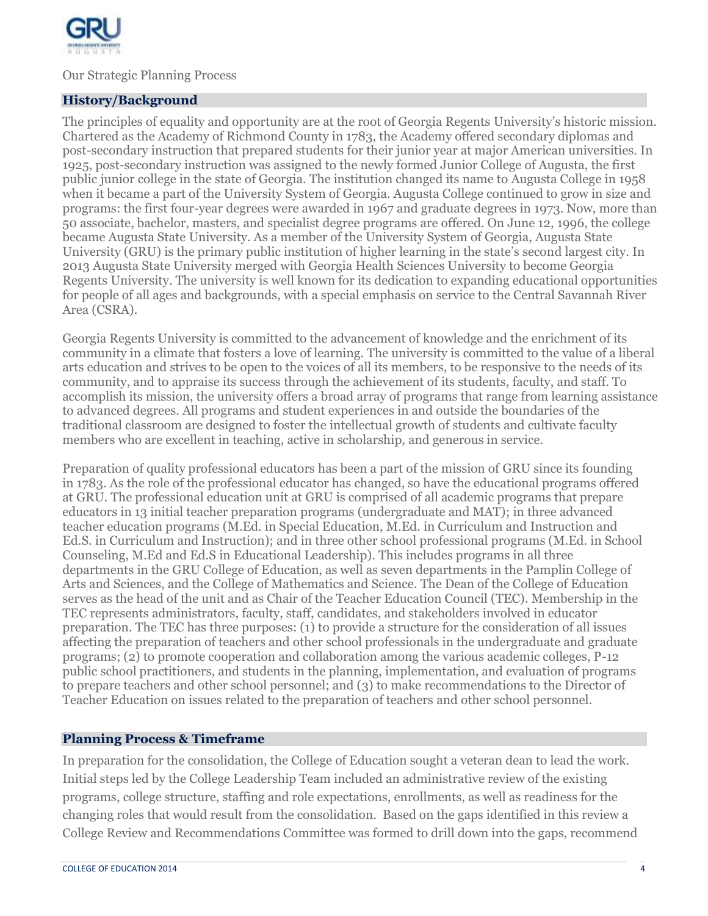Our Strategic Planning Process

## History/Background

The principles of equality and opportunity are at the root of Georgia Regents University's historic mission. Chartered as the Academy of Richmond County in 1783, the Academy offered secondary diplomas and post-secondary instruction that prepared students for their junior year at major American universities. In 1925, post-secondary instruction was assigned to the newly formed Junior College of Augusta, the first public junior college in the state of Georgia. The institution changed its name to Augusta College in 1958 when it became a part of the University System of Georgia. Augusta College continued to grow in size and programs: the first four-year degrees were awarded in 1967 and graduate degrees in 1973. Now, more than 50 associate, bachelor, masters, and specialist degree programs are offered. On June 12, 1996, the college became Augusta State University. As a member of the University System of Georgia, Augusta State University (GRU) is the primary public institution of higher learning in the state's second largest city. In 2013 Augusta State University merged with Georgia Health Sciences University to become Georgia Regents University. The university is well known for its dedication to expanding educational opportunities for people of all ages and backgrounds, with a special emphasis on service to the Central Savannah River Area (CSRA).

Georgia Regents University is committed to the advancement of knowledge and the enrichment of its community in a climate that fosters a love of learning. The university is committed to the value of a liberal arts education and strives to be open to the voices of all its members, to be responsive to the needs of its community, and to appraise its success through the achievement of its students, faculty, and staff. To accomplish its mission, the university offers a broad array of programs that range from learning assistance to advanced degrees. All programs and student experiences in and outside the boundaries of the traditional classroom are designed to foster the intellectual growth of students and cultivate faculty members who are excellent in teaching, active in scholarship, and generous in service.

Preparation of quality professional educators has been a part of the mission of GRU since its founding in 1783. As the role of the professional educator has changed, so have the educational programs offered at GRU. The professional education unit at GRU is comprised of all academic programs that prepare educators in 13 initial teacher preparation programs (undergraduate and MAT); in three advanced teacher education programs (M.Ed. in Special Education, M.Ed. in Curriculum and Instruction and Ed.S. in Curriculum and Instruction); and in three other school professional programs (M.Ed. in School Counseling, M.Ed and Ed.S in Educational Leadership). This includes programs in all three departments in the GRU College of Education, as well as seven departments in the Pamplin College of Arts and Sciences, and the College of Mathematics and Science. The Dean of the College of Education serves as the head of the unit and as Chair of the Teacher Education Council (TEC). Membership in the TEC represents administrators, faculty, staff, candidates, and stakeholders involved in educator preparation. The TEC has three purposes: (1) to provide a structure for the consideration of all issues affecting the preparation of teachers and other school professionals in the undergraduate and graduate programs; (2) to promote cooperation and collaboration among the various academic colleges, P-12 public school practitioners, and students in the planning, implementation, and evaluation of programs to prepare teachers and other school personnel; and (3) to make recommendations to the Director of Teacher Education on issues related to the preparation of teachers and other school personnel.

## Planning Process & Timeframe

In preparation for the consolidation, the College of Education sought a veteran dean to lead the work. Initial steps led by the College Leadership Team included an administrative review of the existing programs, college structure, staffing and role expectations, enrollments, as well as readiness for the changing roles that would result from the consolidation. Based on the gaps identified in this review a College Review and Recommendations Committee was formed to drill down into the gaps, recommend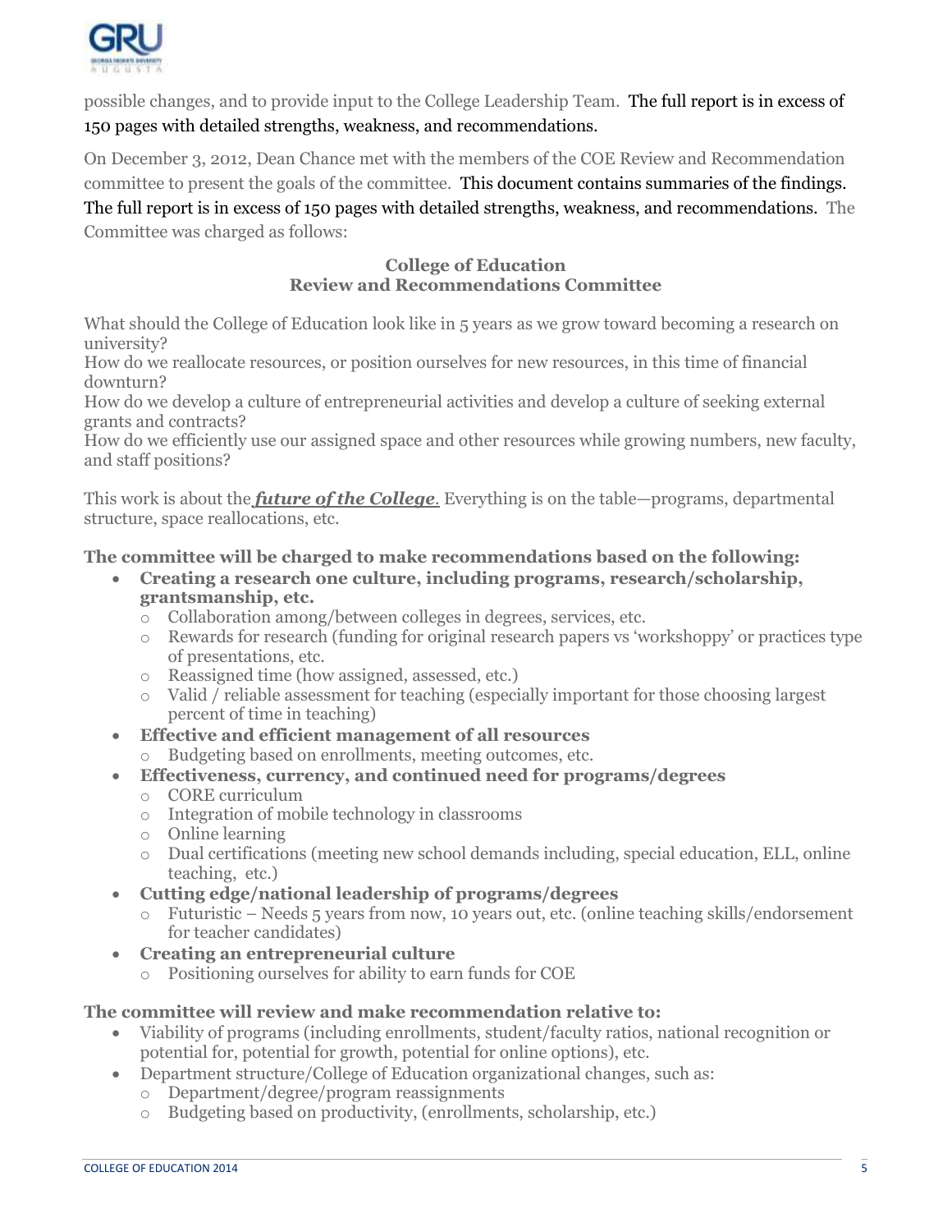possible changes, and to provide input to the College Leadership Team. The full report is in excess of 150 pages with detailed strengths, weakness, and recommendations.

On December 3, 2012, Dean Chance met with the members of the COE Review and Recommendation committee to present the goals of the committee. This document contains summaries of the findings. The full report is in excess of 150 pages with detailed strengths, weakness, and recommendations. The Committee was charged as follows:

**College of Education**
**Review and Recommendations Committee**

What should the College of Education look like in 5 years as we grow toward becoming a research on university?
How do we reallocate resources, or position ourselves for new resources, in this time of financial downturn?
How do we develop a culture of entrepreneurial activities and develop a culture of seeking external grants and contracts?
How do we efficiently use our assigned space and other resources while growing numbers, new faculty, and staff positions?

This work is about the ***future of the College***. Everything is on the table—programs, departmental structure, space reallocations, etc.

**The committee will be charged to make recommendations based on the following:**

- **Creating a research one culture, including programs, research/scholarship, grantsmanship, etc.**
  - Collaboration among/between colleges in degrees, services, etc.
  - Rewards for research (funding for original research papers vs 'workshoppy' or practices type of presentations, etc.
  - Reassigned time (how assigned, assessed, etc.)
  - Valid / reliable assessment for teaching (especially important for those choosing largest percent of time in teaching)
- **Effective and efficient management of all resources**
  - Budgeting based on enrollments, meeting outcomes, etc.
- **Effectiveness, currency, and continued need for programs/degrees**
  - CORE curriculum
  - Integration of mobile technology in classrooms
  - Online learning
  - Dual certifications (meeting new school demands including, special education, ELL, online teaching, etc.)
- **Cutting edge/national leadership of programs/degrees**
  - Futuristic – Needs 5 years from now, 10 years out, etc. (online teaching skills/endorsement for teacher candidates)
- **Creating an entrepreneurial culture**
  - Positioning ourselves for ability to earn funds for COE

**The committee will review and make recommendation relative to:**

- Viability of programs (including enrollments, student/faculty ratios, national recognition or potential for, potential for growth, potential for online options), etc.
- Department structure/College of Education organizational changes, such as:
  - Department/degree/program reassignments
  - Budgeting based on productivity, (enrollments, scholarship, etc.)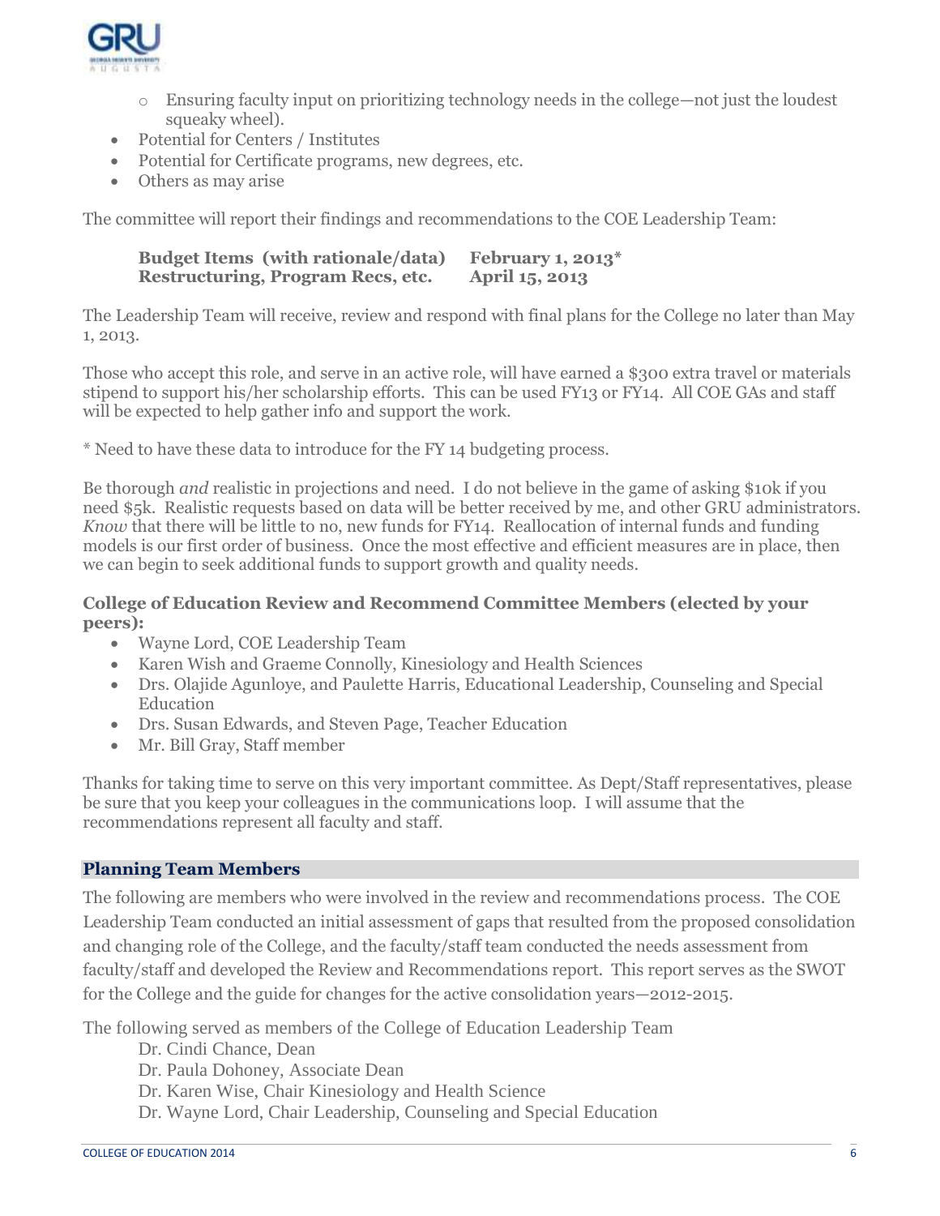- Ensuring faculty input on prioritizing technology needs in the college—not just the loudest squeaky wheel).
- Potential for Centers / Institutes
- Potential for Certificate programs, new degrees, etc.
- Others as may arise

The committee will report their findings and recommendations to the COE Leadership Team:

**Budget Items (with rationale/data)** **February 1, 2013***
**Restructuring, Program Recs, etc.** **April 15, 2013**

The Leadership Team will receive, review and respond with final plans for the College no later than May 1, 2013.

Those who accept this role, and serve in an active role, will have earned a $300 extra travel or materials stipend to support his/her scholarship efforts. This can be used FY13 or FY14. All COE GAs and staff will be expected to help gather info and support the work.

* Need to have these data to introduce for the FY 14 budgeting process.

Be thorough *and* realistic in projections and need. I do not believe in the game of asking $10k if you need $5k. Realistic requests based on data will be better received by me, and other GRU administrators. *Know* that there will be little to no, new funds for FY14. Reallocation of internal funds and funding models is our first order of business. Once the most effective and efficient measures are in place, then we can begin to seek additional funds to support growth and quality needs.

**College of Education Review and Recommend Committee Members (elected by your peers):**

- Wayne Lord, COE Leadership Team
- Karen Wish and Graeme Connolly, Kinesiology and Health Sciences
- Drs. Olajide Agunloye, and Paulette Harris, Educational Leadership, Counseling and Special Education
- Drs. Susan Edwards, and Steven Page, Teacher Education
- Mr. Bill Gray, Staff member

Thanks for taking time to serve on this very important committee. As Dept/Staff representatives, please be sure that you keep your colleagues in the communications loop. I will assume that the recommendations represent all faculty and staff.

## Planning Team Members

The following are members who were involved in the review and recommendations process. The COE Leadership Team conducted an initial assessment of gaps that resulted from the proposed consolidation and changing role of the College, and the faculty/staff team conducted the needs assessment from faculty/staff and developed the Review and Recommendations report. This report serves as the SWOT for the College and the guide for changes for the active consolidation years—2012-2015.

The following served as members of the College of Education Leadership Team

Dr. Cindi Chance, Dean
Dr. Paula Dohoney, Associate Dean
Dr. Karen Wise, Chair Kinesiology and Health Science
Dr. Wayne Lord, Chair Leadership, Counseling and Special Education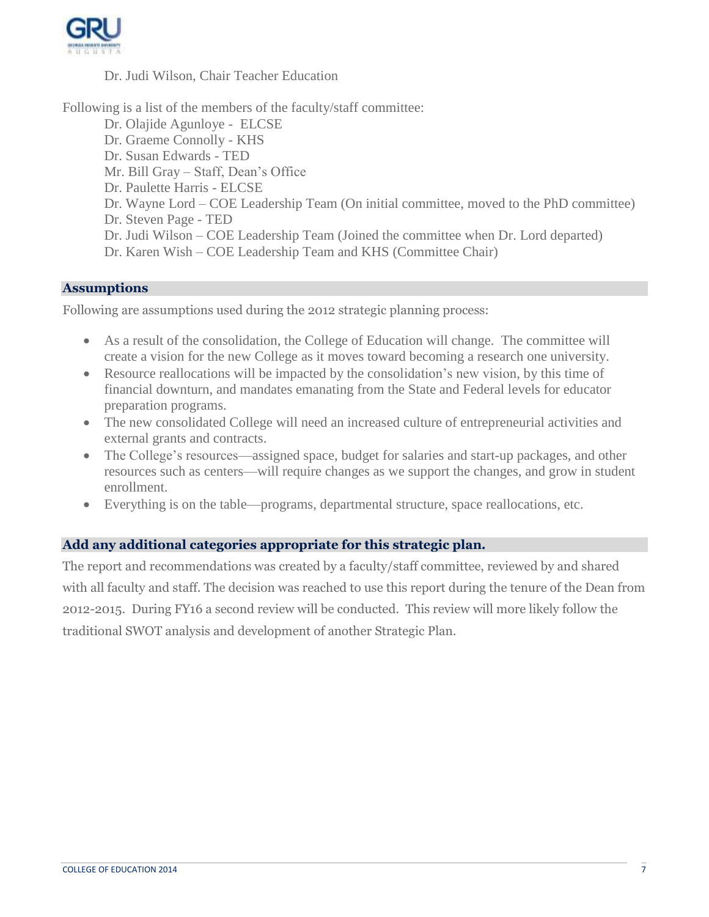Dr. Judi Wilson, Chair Teacher Education

Following is a list of the members of the faculty/staff committee:

Dr. Olajide Agunloye - ELCSE
Dr. Graeme Connolly - KHS
Dr. Susan Edwards - TED
Mr. Bill Gray – Staff, Dean's Office
Dr. Paulette Harris - ELCSE
Dr. Wayne Lord – COE Leadership Team (On initial committee, moved to the PhD committee)
Dr. Steven Page - TED
Dr. Judi Wilson – COE Leadership Team (Joined the committee when Dr. Lord departed)
Dr. Karen Wish – COE Leadership Team and KHS (Committee Chair)

## Assumptions

Following are assumptions used during the 2012 strategic planning process:

- As a result of the consolidation, the College of Education will change. The committee will create a vision for the new College as it moves toward becoming a research one university.
- Resource reallocations will be impacted by the consolidation's new vision, by this time of financial downturn, and mandates emanating from the State and Federal levels for educator preparation programs.
- The new consolidated College will need an increased culture of entrepreneurial activities and external grants and contracts.
- The College's resources—assigned space, budget for salaries and start-up packages, and other resources such as centers—will require changes as we support the changes, and grow in student enrollment.
- Everything is on the table—programs, departmental structure, space reallocations, etc.

## Add any additional categories appropriate for this strategic plan.

The report and recommendations was created by a faculty/staff committee, reviewed by and shared with all faculty and staff. The decision was reached to use this report during the tenure of the Dean from 2012-2015. During FY16 a second review will be conducted. This review will more likely follow the traditional SWOT analysis and development of another Strategic Plan.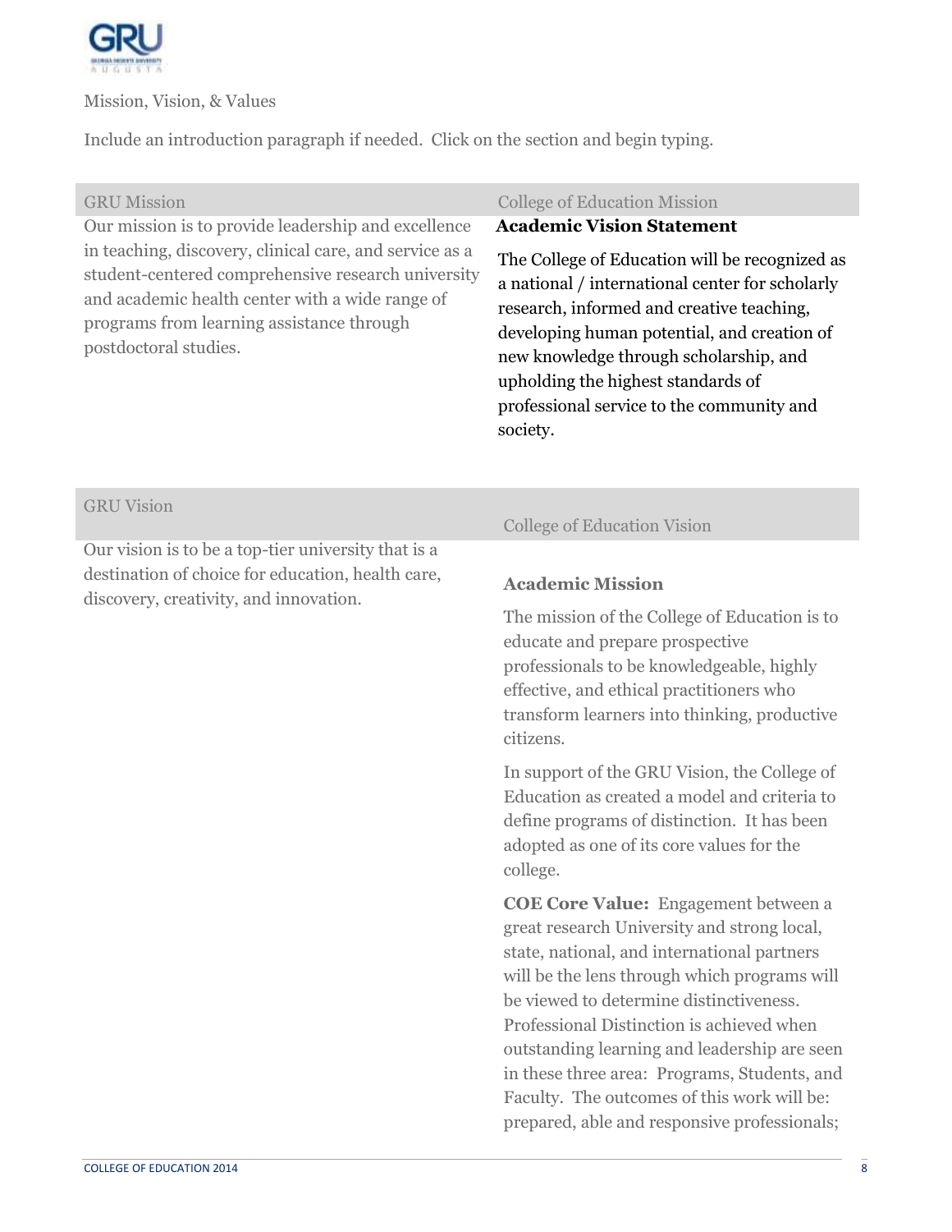Mission, Vision, & Values

Include an introduction paragraph if needed. Click on the section and begin typing.

## GRU Mission

Our mission is to provide leadership and excellence in teaching, discovery, clinical care, and service as a student-centered comprehensive research university and academic health center with a wide range of programs from learning assistance through postdoctoral studies.

## College of Education Mission

**Academic Vision Statement**

The College of Education will be recognized as a national / international center for scholarly research, informed and creative teaching, developing human potential, and creation of new knowledge through scholarship, and upholding the highest standards of professional service to the community and society.

## GRU Vision

Our vision is to be a top-tier university that is a destination of choice for education, health care, discovery, creativity, and innovation.

## College of Education Vision

**Academic Mission**

The mission of the College of Education is to educate and prepare prospective professionals to be knowledgeable, highly effective, and ethical practitioners who transform learners into thinking, productive citizens.

In support of the GRU Vision, the College of Education as created a model and criteria to define programs of distinction. It has been adopted as one of its core values for the college.

**COE Core Value:** Engagement between a great research University and strong local, state, national, and international partners will be the lens through which programs will be viewed to determine distinctiveness. Professional Distinction is achieved when outstanding learning and leadership are seen in these three area: Programs, Students, and Faculty. The outcomes of this work will be: prepared, able and responsive professionals;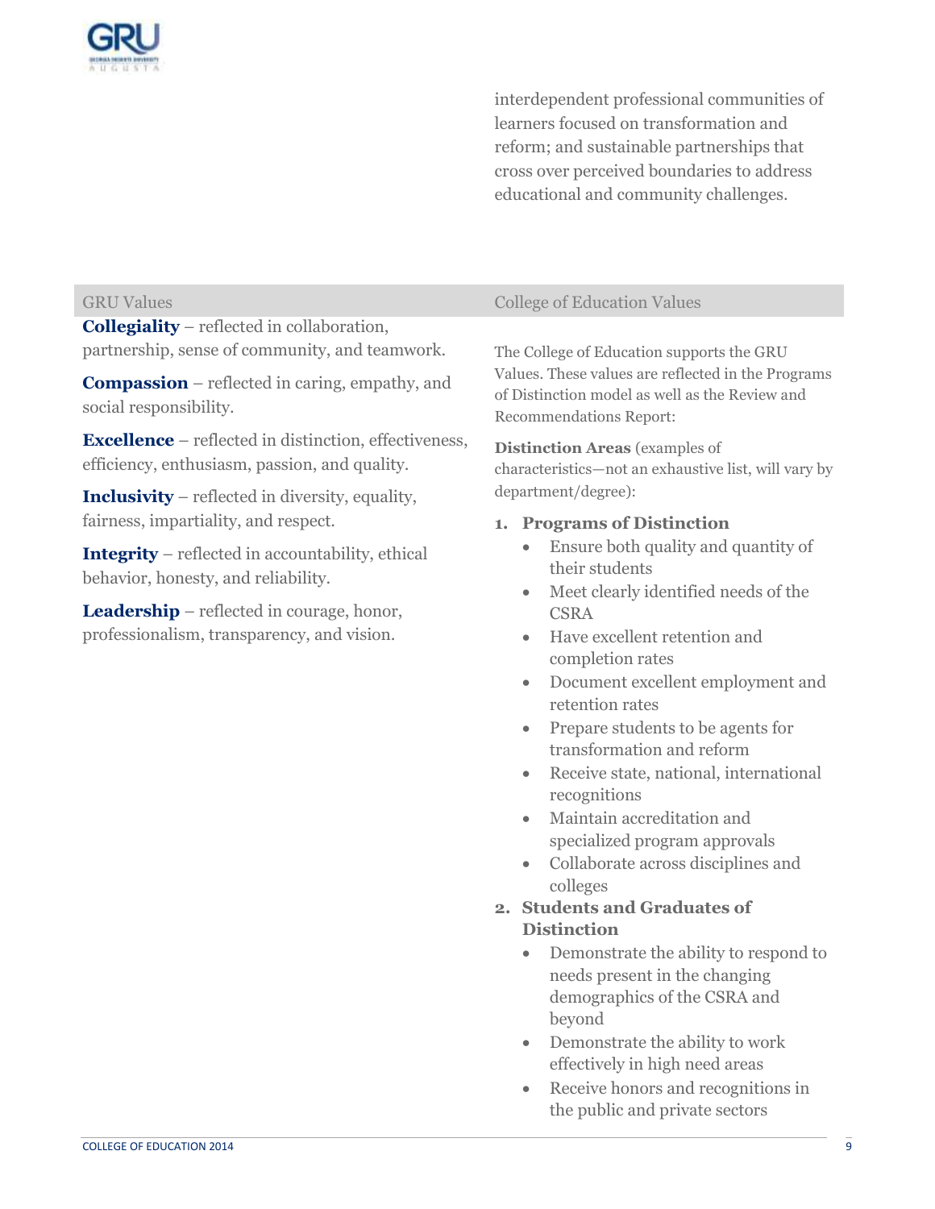interdependent professional communities of learners focused on transformation and reform; and sustainable partnerships that cross over perceived boundaries to address educational and community challenges.

## GRU Values

**Collegiality** – reflected in collaboration, partnership, sense of community, and teamwork.

**Compassion** – reflected in caring, empathy, and social responsibility.

**Excellence** – reflected in distinction, effectiveness, efficiency, enthusiasm, passion, and quality.

**Inclusivity** – reflected in diversity, equality, fairness, impartiality, and respect.

**Integrity** – reflected in accountability, ethical behavior, honesty, and reliability.

**Leadership** – reflected in courage, honor, professionalism, transparency, and vision.

## College of Education Values

The College of Education supports the GRU Values. These values are reflected in the Programs of Distinction model as well as the Review and Recommendations Report:

**Distinction Areas** (examples of characteristics—not an exhaustive list, will vary by department/degree):

1. **Programs of Distinction**
   - Ensure both quality and quantity of their students
   - Meet clearly identified needs of the CSRA
   - Have excellent retention and completion rates
   - Document excellent employment and retention rates
   - Prepare students to be agents for transformation and reform
   - Receive state, national, international recognitions
   - Maintain accreditation and specialized program approvals
   - Collaborate across disciplines and colleges
2. **Students and Graduates of Distinction**
   - Demonstrate the ability to respond to needs present in the changing demographics of the CSRA and beyond
   - Demonstrate the ability to work effectively in high need areas
   - Receive honors and recognitions in the public and private sectors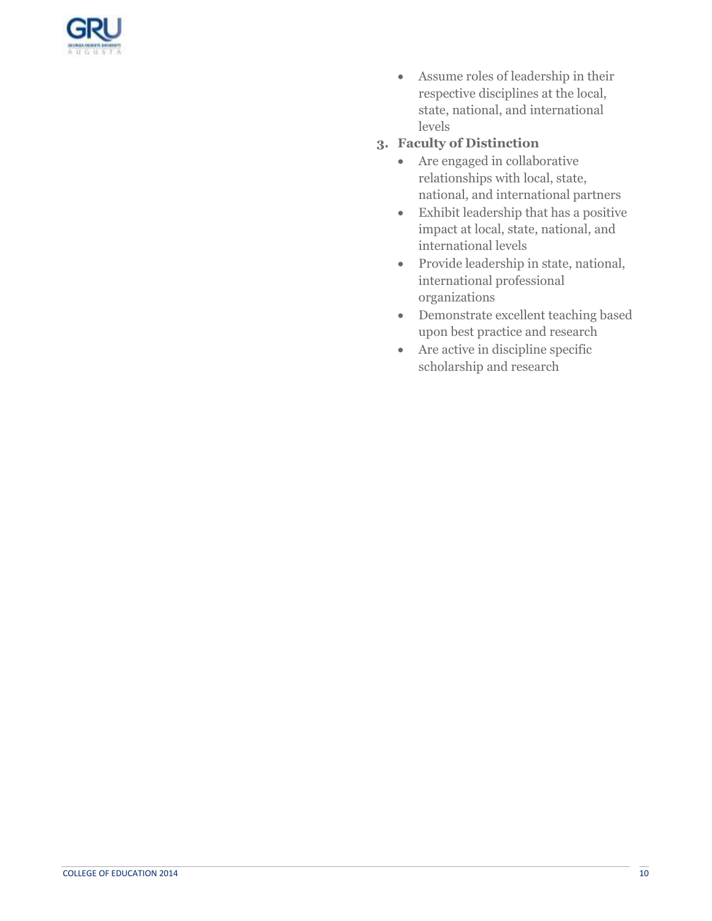- Assume roles of leadership in their respective disciplines at the local, state, national, and international levels

3. **Faculty of Distinction**
   - Are engaged in collaborative relationships with local, state, national, and international partners
   - Exhibit leadership that has a positive impact at local, state, national, and international levels
   - Provide leadership in state, national, international professional organizations
   - Demonstrate excellent teaching based upon best practice and research
   - Are active in discipline specific scholarship and research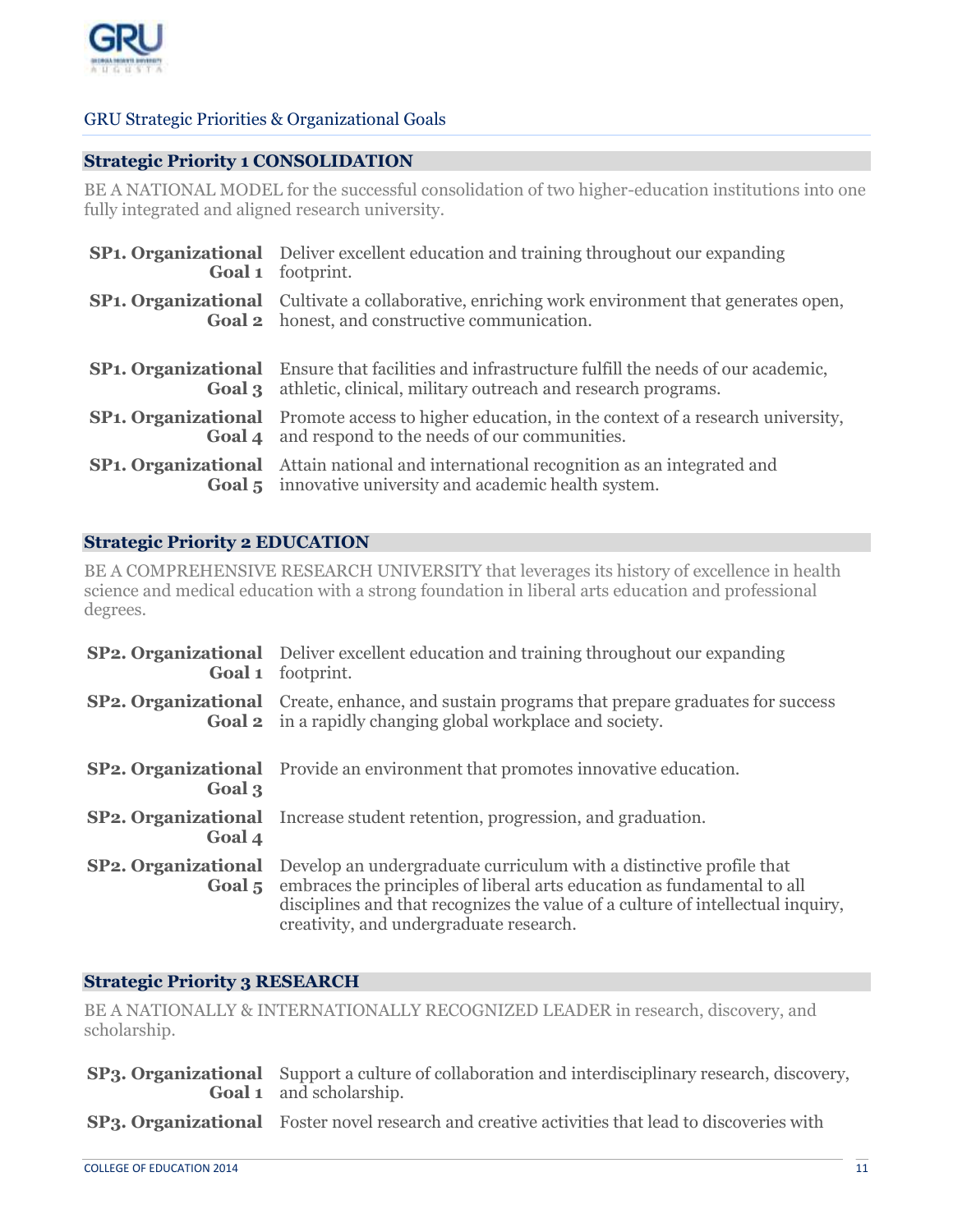## GRU Strategic Priorities & Organizational Goals

### Strategic Priority 1 CONSOLIDATION

BE A NATIONAL MODEL for the successful consolidation of two higher-education institutions into one fully integrated and aligned research university.

| | |
|---|---|
| **SP1. Organizational Goal 1** | Deliver excellent education and training throughout our expanding footprint. |
| **SP1. Organizational Goal 2** | Cultivate a collaborative, enriching work environment that generates open, honest, and constructive communication. |
| **SP1. Organizational Goal 3** | Ensure that facilities and infrastructure fulfill the needs of our academic, athletic, clinical, military outreach and research programs. |
| **SP1. Organizational Goal 4** | Promote access to higher education, in the context of a research university, and respond to the needs of our communities. |
| **SP1. Organizational Goal 5** | Attain national and international recognition as an integrated and innovative university and academic health system. |

### Strategic Priority 2 EDUCATION

BE A COMPREHENSIVE RESEARCH UNIVERSITY that leverages its history of excellence in health science and medical education with a strong foundation in liberal arts education and professional degrees.

| | |
|---|---|
| **SP2. Organizational Goal 1** | Deliver excellent education and training throughout our expanding footprint. |
| **SP2. Organizational Goal 2** | Create, enhance, and sustain programs that prepare graduates for success in a rapidly changing global workplace and society. |
| **SP2. Organizational Goal 3** | Provide an environment that promotes innovative education. |
| **SP2. Organizational Goal 4** | Increase student retention, progression, and graduation. |
| **SP2. Organizational Goal 5** | Develop an undergraduate curriculum with a distinctive profile that embraces the principles of liberal arts education as fundamental to all disciplines and that recognizes the value of a culture of intellectual inquiry, creativity, and undergraduate research. |

### Strategic Priority 3 RESEARCH

BE A NATIONALLY & INTERNATIONALLY RECOGNIZED LEADER in research, discovery, and scholarship.

| | |
|---|---|
| **SP3. Organizational Goal 1** | Support a culture of collaboration and interdisciplinary research, discovery, and scholarship. |
| **SP3. Organizational** | Foster novel research and creative activities that lead to discoveries with |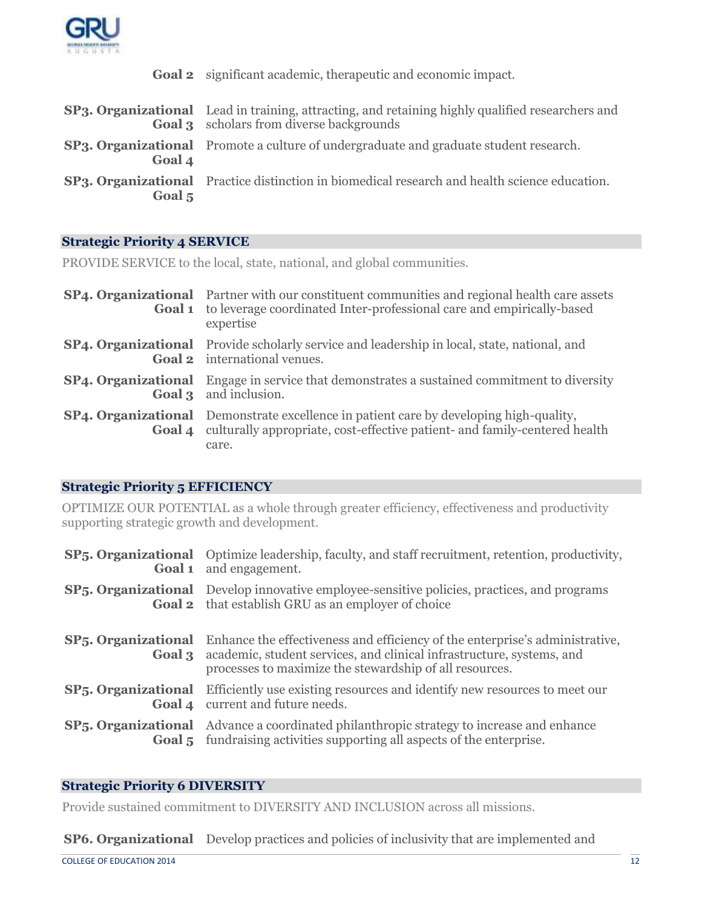| | |
|---|---|
| **Goal 2** | significant academic, therapeutic and economic impact. |
| **SP3. Organizational Goal 3** | Lead in training, attracting, and retaining highly qualified researchers and scholars from diverse backgrounds |
| **SP3. Organizational Goal 4** | Promote a culture of undergraduate and graduate student research. |
| **SP3. Organizational Goal 5** | Practice distinction in biomedical research and health science education. |

### Strategic Priority 4 SERVICE

PROVIDE SERVICE to the local, state, national, and global communities.

| | |
|---|---|
| **SP4. Organizational Goal 1** | Partner with our constituent communities and regional health care assets to leverage coordinated Inter-professional care and empirically-based expertise |
| **SP4. Organizational Goal 2** | Provide scholarly service and leadership in local, state, national, and international venues. |
| **SP4. Organizational Goal 3** | Engage in service that demonstrates a sustained commitment to diversity and inclusion. |
| **SP4. Organizational Goal 4** | Demonstrate excellence in patient care by developing high-quality, culturally appropriate, cost-effective patient- and family-centered health care. |

### Strategic Priority 5 EFFICIENCY

OPTIMIZE OUR POTENTIAL as a whole through greater efficiency, effectiveness and productivity supporting strategic growth and development.

| | |
|---|---|
| **SP5. Organizational Goal 1** | Optimize leadership, faculty, and staff recruitment, retention, productivity, and engagement. |
| **SP5. Organizational Goal 2** | Develop innovative employee-sensitive policies, practices, and programs that establish GRU as an employer of choice |
| **SP5. Organizational Goal 3** | Enhance the effectiveness and efficiency of the enterprise's administrative, academic, student services, and clinical infrastructure, systems, and processes to maximize the stewardship of all resources. |
| **SP5. Organizational Goal 4** | Efficiently use existing resources and identify new resources to meet our current and future needs. |
| **SP5. Organizational Goal 5** | Advance a coordinated philanthropic strategy to increase and enhance fundraising activities supporting all aspects of the enterprise. |

### Strategic Priority 6 DIVERSITY

Provide sustained commitment to DIVERSITY AND INCLUSION across all missions.

| | |
|---|---|
| **SP6. Organizational** | Develop practices and policies of inclusivity that are implemented and |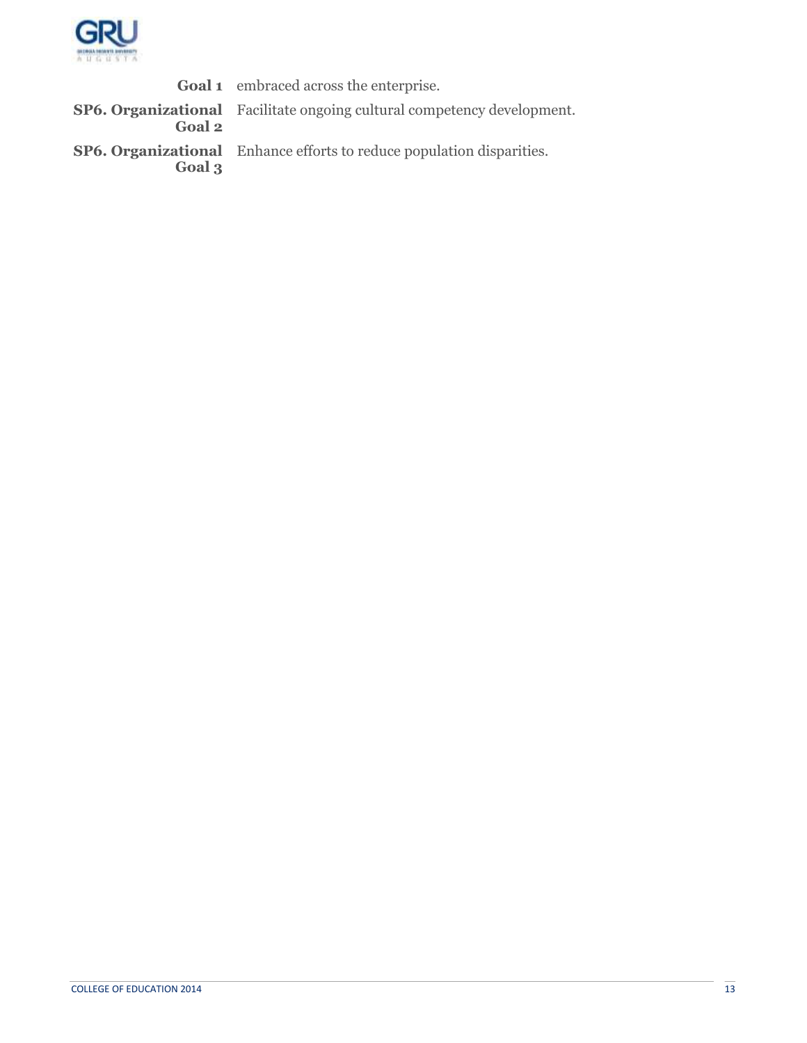| | |
|---|---|
| **Goal 1** | embraced across the enterprise. |
| **SP6. Organizational Goal 2** | Facilitate ongoing cultural competency development. |
| **SP6. Organizational Goal 3** | Enhance efforts to reduce population disparities. |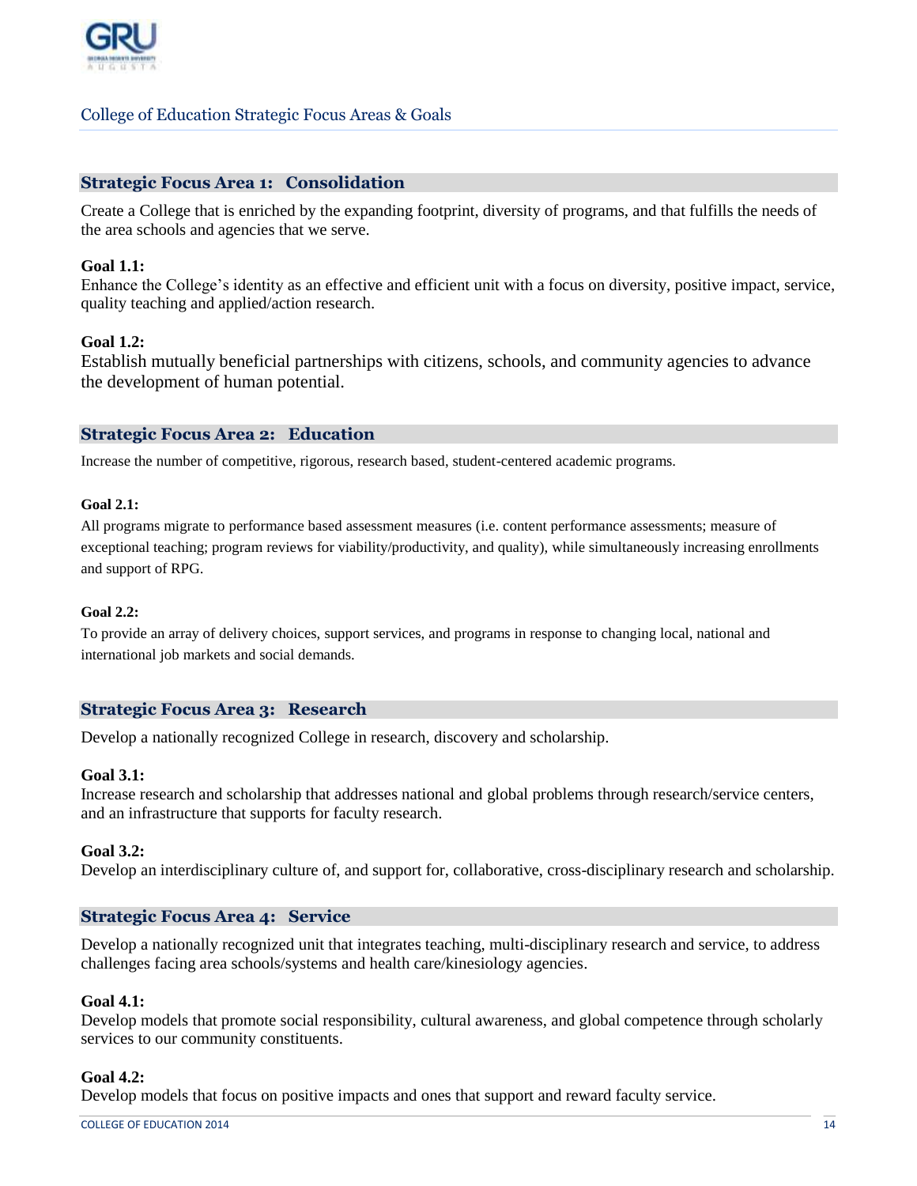## College of Education Strategic Focus Areas & Goals

### Strategic Focus Area 1: Consolidation

Create a College that is enriched by the expanding footprint, diversity of programs, and that fulfills the needs of the area schools and agencies that we serve.

**Goal 1.1:**
Enhance the College's identity as an effective and efficient unit with a focus on diversity, positive impact, service, quality teaching and applied/action research.

**Goal 1.2:**
Establish mutually beneficial partnerships with citizens, schools, and community agencies to advance the development of human potential.

### Strategic Focus Area 2: Education

Increase the number of competitive, rigorous, research based, student-centered academic programs.

**Goal 2.1:**
All programs migrate to performance based assessment measures (i.e. content performance assessments; measure of exceptional teaching; program reviews for viability/productivity, and quality), while simultaneously increasing enrollments and support of RPG.

**Goal 2.2:**
To provide an array of delivery choices, support services, and programs in response to changing local, national and international job markets and social demands.

### Strategic Focus Area 3: Research

Develop a nationally recognized College in research, discovery and scholarship.

**Goal 3.1:**
Increase research and scholarship that addresses national and global problems through research/service centers, and an infrastructure that supports for faculty research.

**Goal 3.2:**
Develop an interdisciplinary culture of, and support for, collaborative, cross-disciplinary research and scholarship.

### Strategic Focus Area 4: Service

Develop a nationally recognized unit that integrates teaching, multi-disciplinary research and service, to address challenges facing area schools/systems and health care/kinesiology agencies.

**Goal 4.1:**
Develop models that promote social responsibility, cultural awareness, and global competence through scholarly services to our community constituents.

**Goal 4.2:**
Develop models that focus on positive impacts and ones that support and reward faculty service.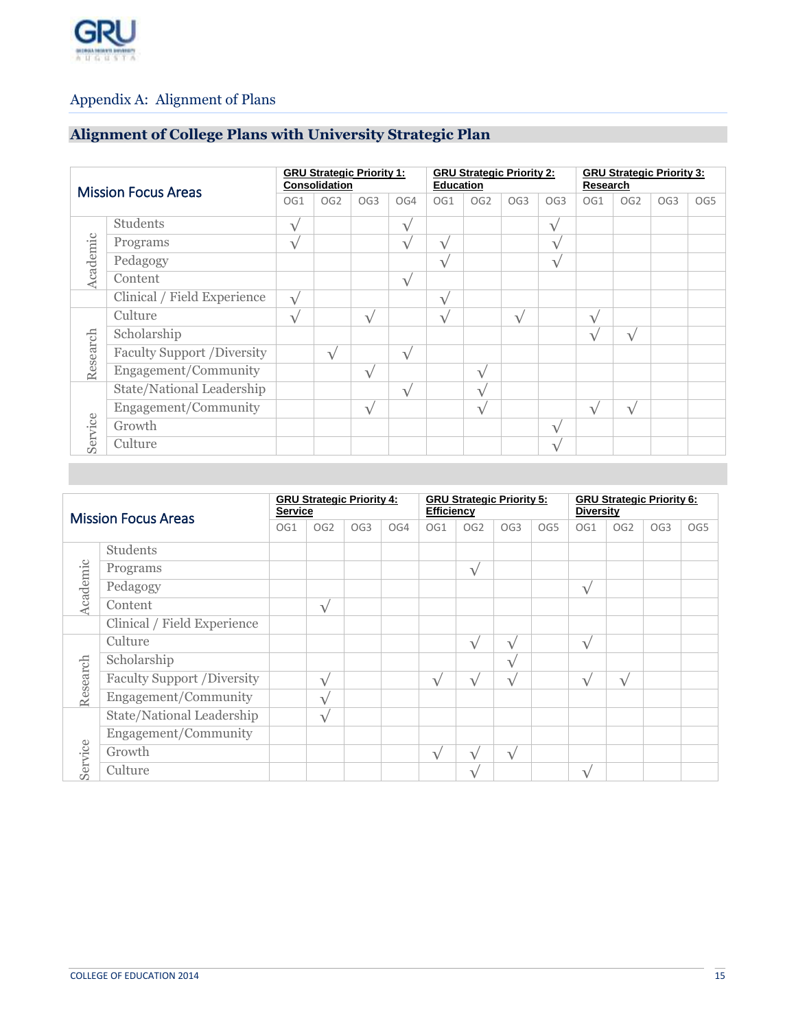## Appendix A: Alignment of Plans

### Alignment of College Plans with University Strategic Plan

| Mission Focus Areas | | GRU Strategic Priority 1: Consolidation | | | | GRU Strategic Priority 2: Education | | | | GRU Strategic Priority 3: Research | | | |
|---|---|---|---|---|---|---|---|---|---|---|---|---|---|
| | | OG1 | OG2 | OG3 | OG4 | OG1 | OG2 | OG3 | OG3 | OG1 | OG2 | OG3 | OG5 |
| Academic | Students | √ | | | √ | | | | √ | | | | |
| | Programs | √ | | | √ | √ | | | √ | | | | |
| | Pedagogy | | | | | √ | | | √ | | | | |
| | Content | | | | √ | | | | | | | | |
| | Clinical / Field Experience | √ | | | | √ | | | | | | | |
| Research | Culture | √ | | √ | | √ | | √ | | √ | | | |
| | Scholarship | | | | | | | | | √ | √ | | |
| | Faculty Support /Diversity | | √ | | √ | | | | | | | | |
| | Engagement/Community | | | √ | | | √ | | | | | | |
| Service | State/National Leadership | | | | √ | | √ | | | | | | |
| | Engagement/Community | | | √ | | | √ | | | √ | √ | | |
| | Growth | | | | | | | | √ | | | | |
| | Culture | | | | | | | | √ | | | | |

| Mission Focus Areas | | GRU Strategic Priority 4: Service | | | | GRU Strategic Priority 5: Efficiency | | | | GRU Strategic Priority 6: Diversity | | | |
|---|---|---|---|---|---|---|---|---|---|---|---|---|---|
| | | OG1 | OG2 | OG3 | OG4 | OG1 | OG2 | OG3 | OG5 | OG1 | OG2 | OG3 | OG5 |
| Academic | Students | | | | | | | | | | | | |
| | Programs | | | | | | √ | | | | | | |
| | Pedagogy | | | | | | | | | √ | | | |
| | Content | | √ | | | | | | | | | | |
| | Clinical / Field Experience | | | | | | | | | | | | |
| Research | Culture | | | | | | √ | √ | | √ | | | |
| | Scholarship | | | | | | | √ | | | | | |
| | Faculty Support /Diversity | | √ | | | √ | √ | √ | | √ | √ | | |
| | Engagement/Community | | √ | | | | | | | | | | |
| Service | State/National Leadership | | √ | | | | | | | | | | |
| | Engagement/Community | | | | | | | | | | | | |
| | Growth | | | | | √ | √ | √ | | | | | |
| | Culture | | | | | | √ | | | √ | | | |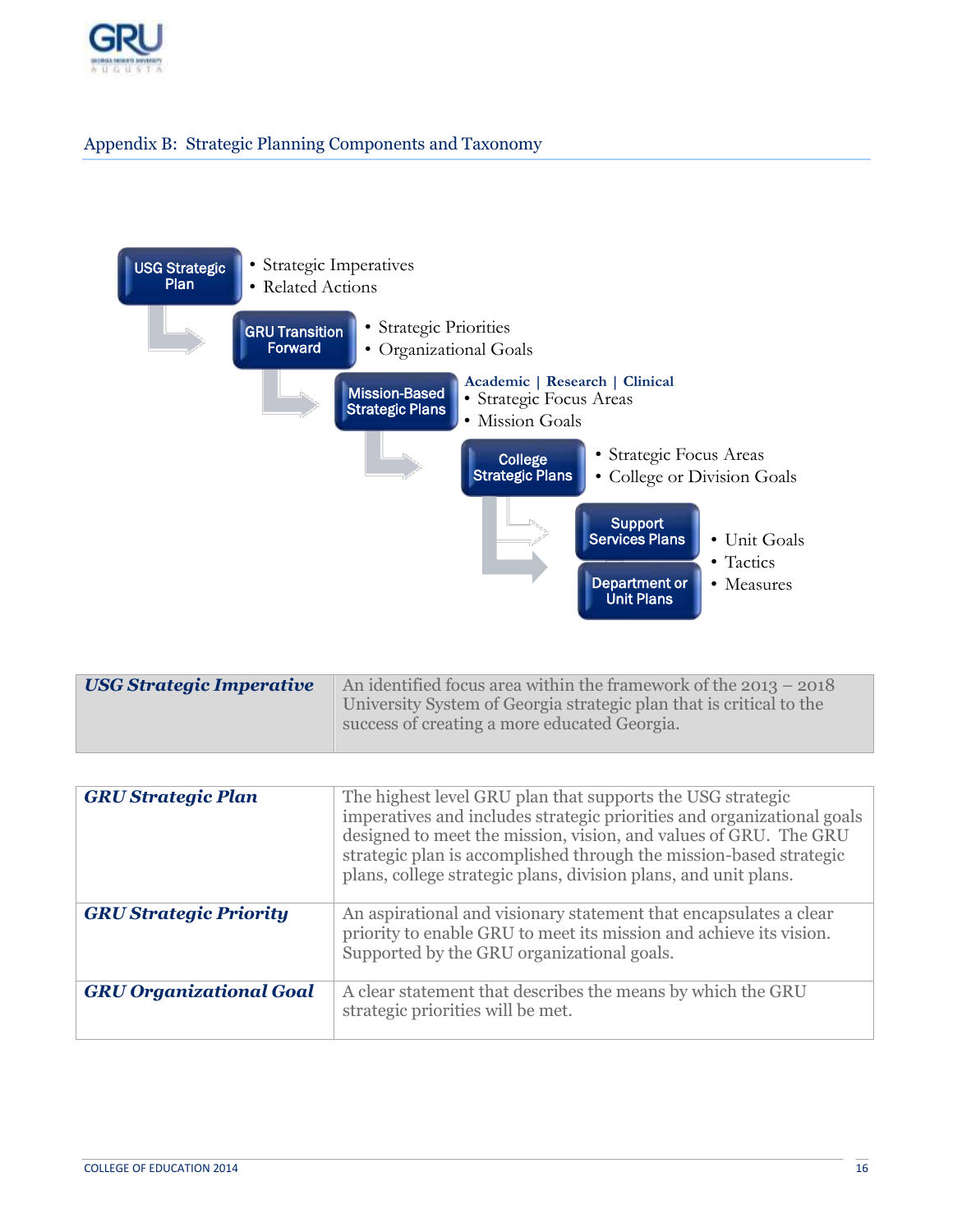## Appendix B: Strategic Planning Components and Taxonomy

**USG Strategic Plan**
- Strategic Imperatives
- Related Actions

**GRU Transition Forward**
- Strategic Priorities
- Organizational Goals

**Mission-Based Strategic Plans**

Academic | Research | Clinical
- Strategic Focus Areas
- Mission Goals

**College Strategic Plans**
- Strategic Focus Areas
- College or Division Goals

**Support Services Plans**

**Department or Unit Plans**
- Unit Goals
- Tactics
- Measures

| | |
|---|---|
| ***USG Strategic Imperative*** | An identified focus area within the framework of the 2013 – 2018 University System of Georgia strategic plan that is critical to the success of creating a more educated Georgia. |

| | |
|---|---|
| ***GRU Strategic Plan*** | The highest level GRU plan that supports the USG strategic imperatives and includes strategic priorities and organizational goals designed to meet the mission, vision, and values of GRU. The GRU strategic plan is accomplished through the mission-based strategic plans, college strategic plans, division plans, and unit plans. |
| ***GRU Strategic Priority*** | An aspirational and visionary statement that encapsulates a clear priority to enable GRU to meet its mission and achieve its vision. Supported by the GRU organizational goals. |
| ***GRU Organizational Goal*** | A clear statement that describes the means by which the GRU strategic priorities will be met. |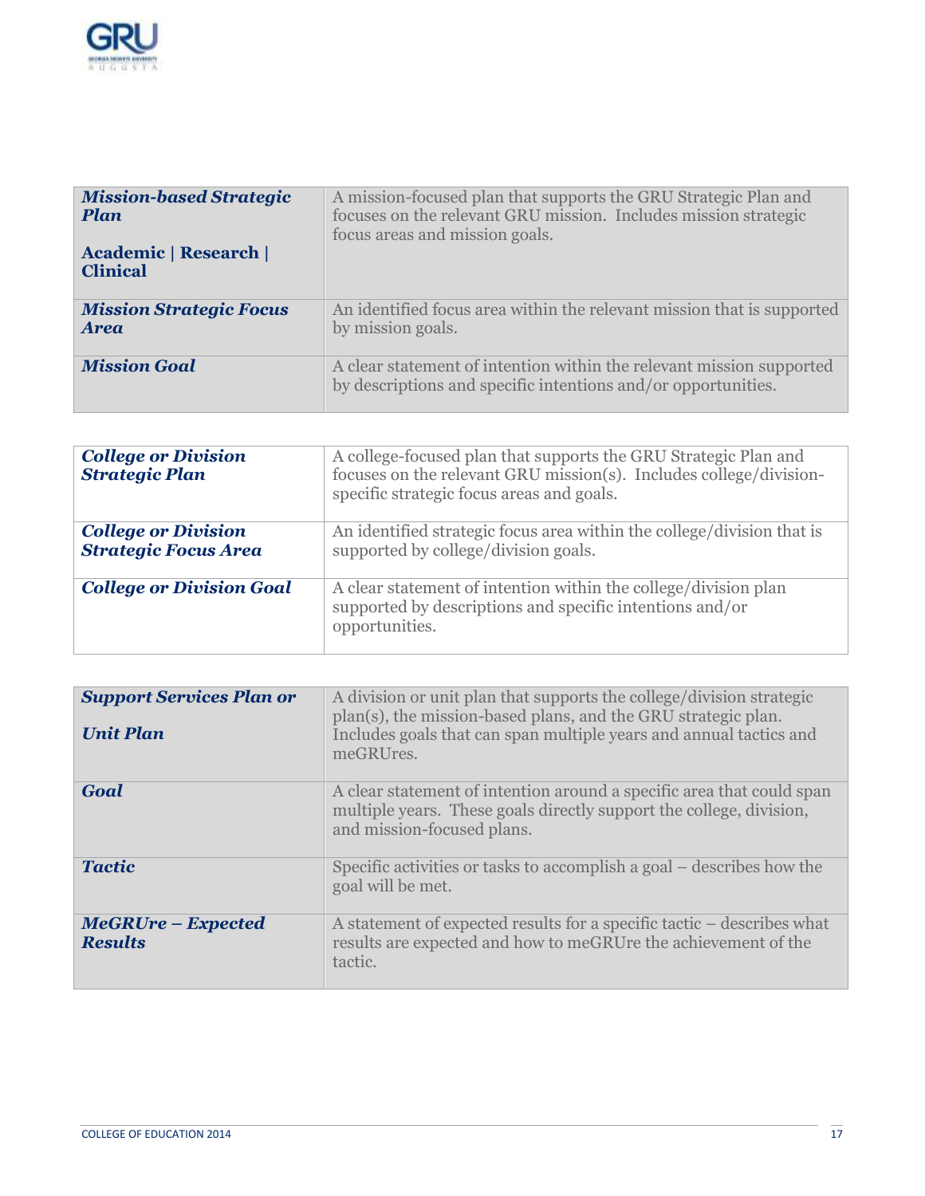| ***Mission-based Strategic Plan*** <br><br> **Academic \| Research \| Clinical** | A mission-focused plan that supports the GRU Strategic Plan and focuses on the relevant GRU mission. Includes mission strategic focus areas and mission goals. |
|---|---|
| ***Mission Strategic Focus Area*** | An identified focus area within the relevant mission that is supported by mission goals. |
| ***Mission Goal*** | A clear statement of intention within the relevant mission supported by descriptions and specific intentions and/or opportunities. |

| ***College or Division Strategic Plan*** | A college-focused plan that supports the GRU Strategic Plan and focuses on the relevant GRU mission(s). Includes college/division-specific strategic focus areas and goals. |
|---|---|
| ***College or Division Strategic Focus Area*** | An identified strategic focus area within the college/division that is supported by college/division goals. |
| ***College or Division Goal*** | A clear statement of intention within the college/division plan supported by descriptions and specific intentions and/or opportunities. |

| ***Support Services Plan or*** <br><br> ***Unit Plan*** | A division or unit plan that supports the college/division strategic plan(s), the mission-based plans, and the GRU strategic plan. Includes goals that can span multiple years and annual tactics and meGRUres. |
|---|---|
| ***Goal*** | A clear statement of intention around a specific area that could span multiple years. These goals directly support the college, division, and mission-focused plans. |
| ***Tactic*** | Specific activities or tasks to accomplish a goal – describes how the goal will be met. |
| ***MeGRUre – Expected Results*** | A statement of expected results for a specific tactic – describes what results are expected and how to meGRUre the achievement of the tactic. |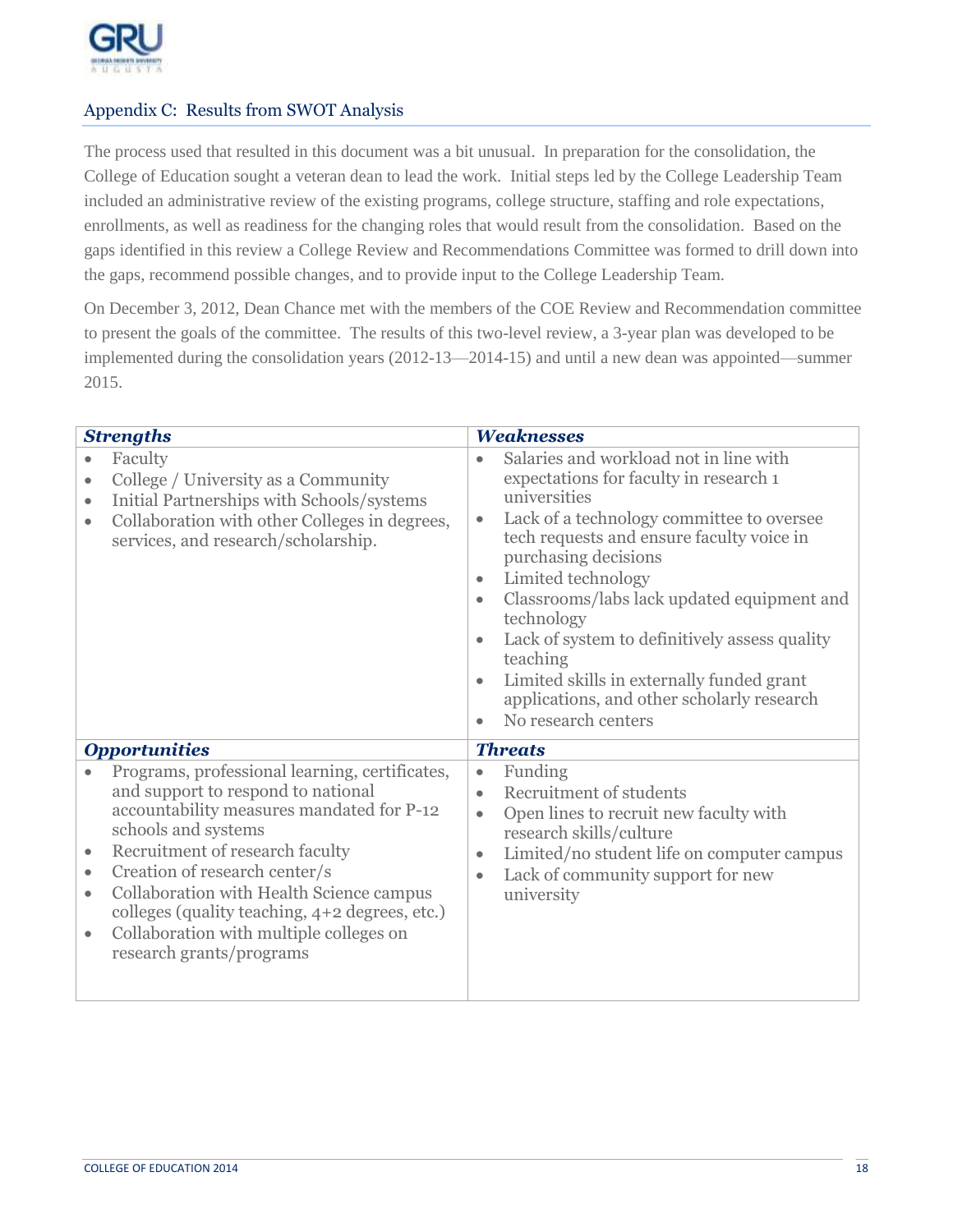## Appendix C: Results from SWOT Analysis

The process used that resulted in this document was a bit unusual. In preparation for the consolidation, the College of Education sought a veteran dean to lead the work. Initial steps led by the College Leadership Team included an administrative review of the existing programs, college structure, staffing and role expectations, enrollments, as well as readiness for the changing roles that would result from the consolidation. Based on the gaps identified in this review a College Review and Recommendations Committee was formed to drill down into the gaps, recommend possible changes, and to provide input to the College Leadership Team.

On December 3, 2012, Dean Chance met with the members of the COE Review and Recommendation committee to present the goals of the committee. The results of this two-level review, a 3-year plan was developed to be implemented during the consolidation years (2012-13—2014-15) and until a new dean was appointed—summer 2015.

| ***Strengths*** | ***Weaknesses*** |
|---|---|
| • Faculty<br>• College / University as a Community<br>• Initial Partnerships with Schools/systems<br>• Collaboration with other Colleges in degrees, services, and research/scholarship. | • Salaries and workload not in line with expectations for faculty in research 1 universities<br>• Lack of a technology committee to oversee tech requests and ensure faculty voice in purchasing decisions<br>• Limited technology<br>• Classrooms/labs lack updated equipment and technology<br>• Lack of system to definitively assess quality teaching<br>• Limited skills in externally funded grant applications, and other scholarly research<br>• No research centers |
| ***Opportunities*** | ***Threats*** |
| • Programs, professional learning, certificates, and support to respond to national accountability measures mandated for P-12 schools and systems<br>• Recruitment of research faculty<br>• Creation of research center/s<br>• Collaboration with Health Science campus colleges (quality teaching, 4+2 degrees, etc.)<br>• Collaboration with multiple colleges on research grants/programs | • Funding<br>• Recruitment of students<br>• Open lines to recruit new faculty with research skills/culture<br>• Limited/no student life on computer campus<br>• Lack of community support for new university |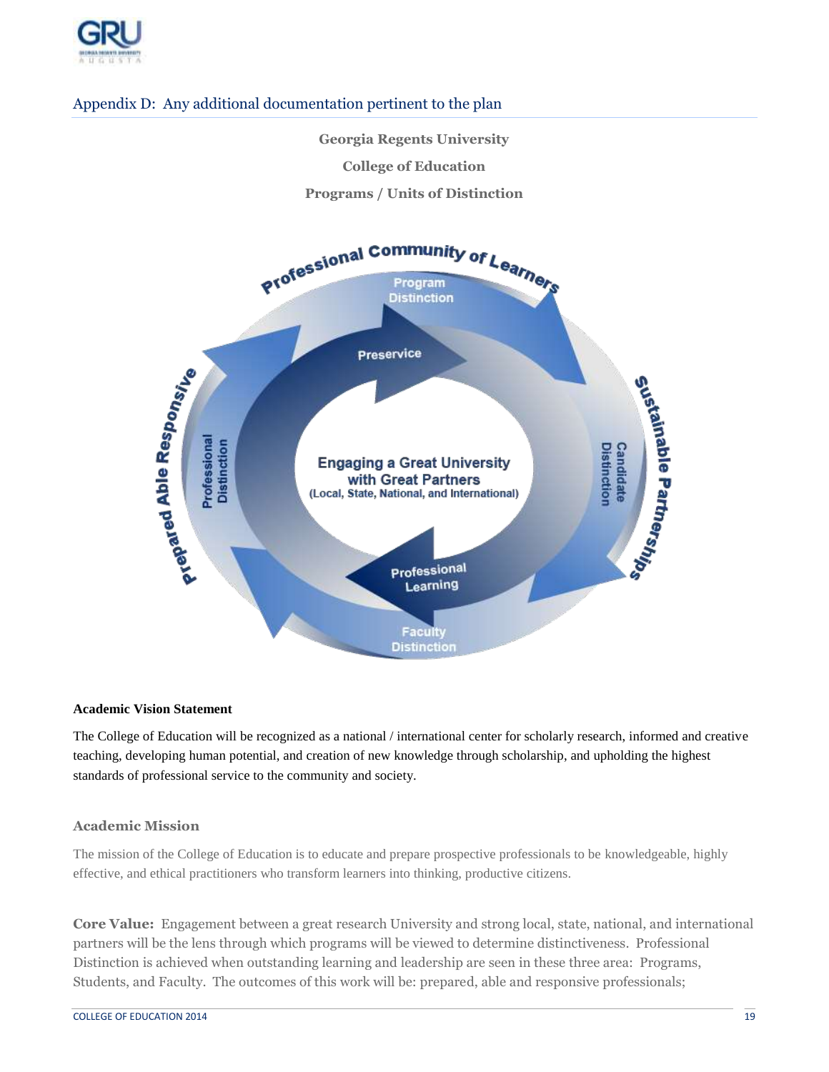## Appendix D: Any additional documentation pertinent to the plan

**Georgia Regents University**

**College of Education**

**Programs / Units of Distinction**

Professional Community of Learners

Program Distinction

Preserve

Sustainable Partnerships

Candidate Distinction

Engaging a Great University with Great Partners (Local, State, National, and International)

Professional Learning

Faculty Distinction

Prepared Able Responsive

Professional Distinction

**Academic Vision Statement**

The College of Education will be recognized as a national / international center for scholarly research, informed and creative teaching, developing human potential, and creation of new knowledge through scholarship, and upholding the highest standards of professional service to the community and society.

### Academic Mission

The mission of the College of Education is to educate and prepare prospective professionals to be knowledgeable, highly effective, and ethical practitioners who transform learners into thinking, productive citizens.

**Core Value:** Engagement between a great research University and strong local, state, national, and international partners will be the lens through which programs will be viewed to determine distinctiveness. Professional Distinction is achieved when outstanding learning and leadership are seen in these three area: Programs, Students, and Faculty. The outcomes of this work will be: prepared, able and responsive professionals;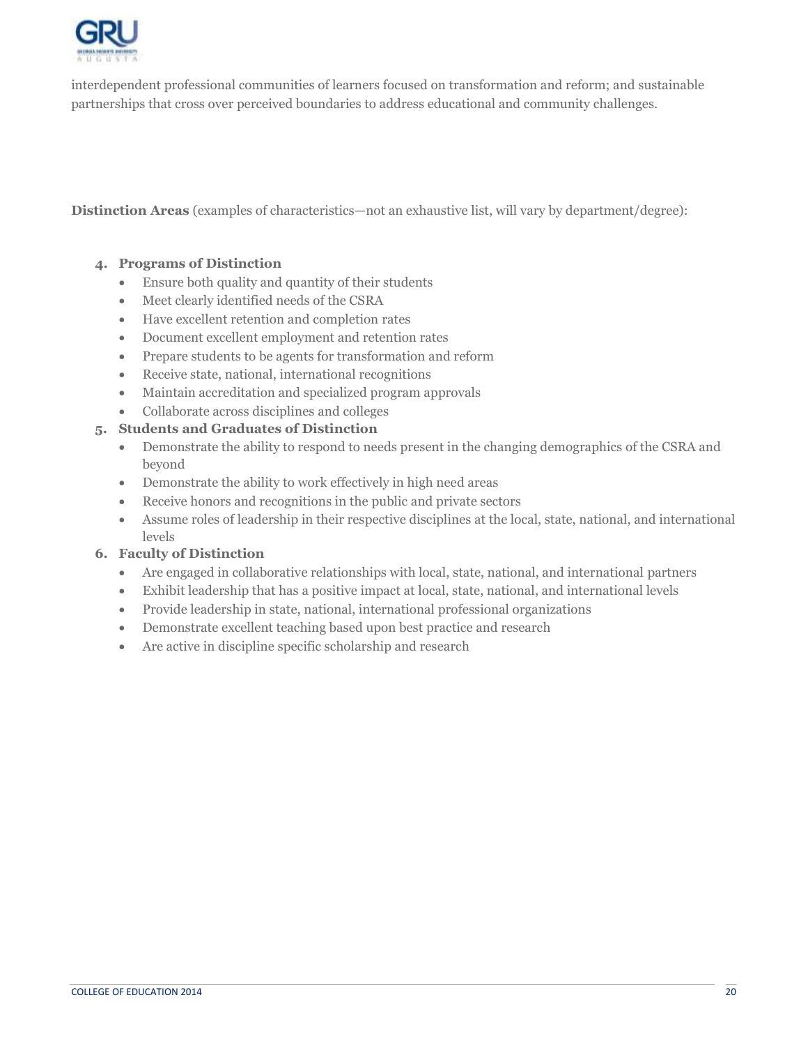interdependent professional communities of learners focused on transformation and reform; and sustainable partnerships that cross over perceived boundaries to address educational and community challenges.

**Distinction Areas** (examples of characteristics—not an exhaustive list, will vary by department/degree):

4. **Programs of Distinction**
    - Ensure both quality and quantity of their students
    - Meet clearly identified needs of the CSRA
    - Have excellent retention and completion rates
    - Document excellent employment and retention rates
    - Prepare students to be agents for transformation and reform
    - Receive state, national, international recognitions
    - Maintain accreditation and specialized program approvals
    - Collaborate across disciplines and colleges
5. **Students and Graduates of Distinction**
    - Demonstrate the ability to respond to needs present in the changing demographics of the CSRA and beyond
    - Demonstrate the ability to work effectively in high need areas
    - Receive honors and recognitions in the public and private sectors
    - Assume roles of leadership in their respective disciplines at the local, state, national, and international levels
6. **Faculty of Distinction**
    - Are engaged in collaborative relationships with local, state, national, and international partners
    - Exhibit leadership that has a positive impact at local, state, national, and international levels
    - Provide leadership in state, national, international professional organizations
    - Demonstrate excellent teaching based upon best practice and research
    - Are active in discipline specific scholarship and research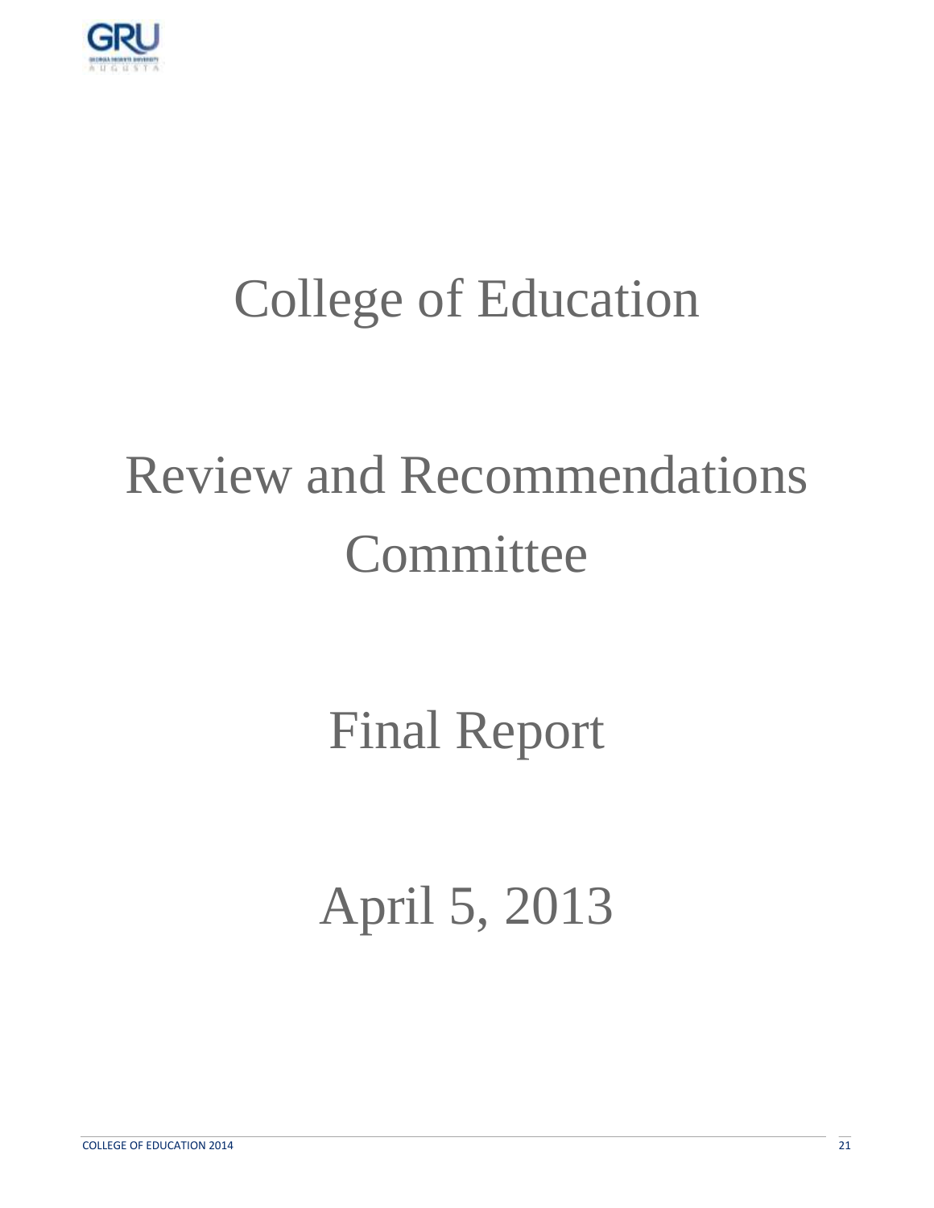# College of Education

# Review and Recommendations Committee

# Final Report

# April 5, 2013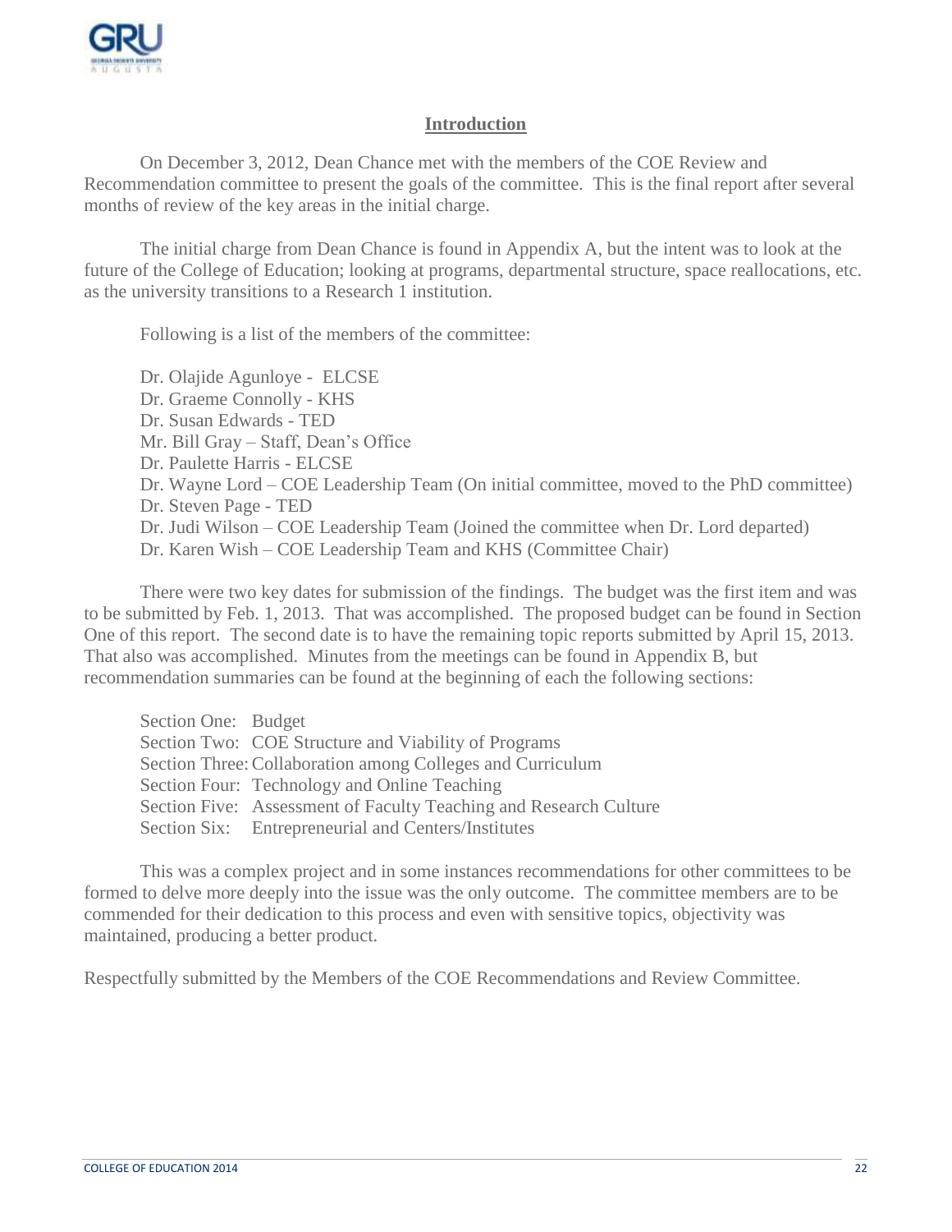## Introduction

On December 3, 2012, Dean Chance met with the members of the COE Review and Recommendation committee to present the goals of the committee. This is the final report after several months of review of the key areas in the initial charge.

The initial charge from Dean Chance is found in Appendix A, but the intent was to look at the future of the College of Education; looking at programs, departmental structure, space reallocations, etc. as the university transitions to a Research 1 institution.

Following is a list of the members of the committee:

Dr. Olajide Agunloye - ELCSE
Dr. Graeme Connolly - KHS
Dr. Susan Edwards - TED
Mr. Bill Gray – Staff, Dean's Office
Dr. Paulette Harris - ELCSE
Dr. Wayne Lord – COE Leadership Team (On initial committee, moved to the PhD committee)
Dr. Steven Page - TED
Dr. Judi Wilson – COE Leadership Team (Joined the committee when Dr. Lord departed)
Dr. Karen Wish – COE Leadership Team and KHS (Committee Chair)

There were two key dates for submission of the findings. The budget was the first item and was to be submitted by Feb. 1, 2013. That was accomplished. The proposed budget can be found in Section One of this report. The second date is to have the remaining topic reports submitted by April 15, 2013. That also was accomplished. Minutes from the meetings can be found in Appendix B, but recommendation summaries can be found at the beginning of each the following sections:

Section One: Budget
Section Two: COE Structure and Viability of Programs
Section Three: Collaboration among Colleges and Curriculum
Section Four: Technology and Online Teaching
Section Five: Assessment of Faculty Teaching and Research Culture
Section Six: Entrepreneurial and Centers/Institutes

This was a complex project and in some instances recommendations for other committees to be formed to delve more deeply into the issue was the only outcome. The committee members are to be commended for their dedication to this process and even with sensitive topics, objectivity was maintained, producing a better product.

Respectfully submitted by the Members of the COE Recommendations and Review Committee.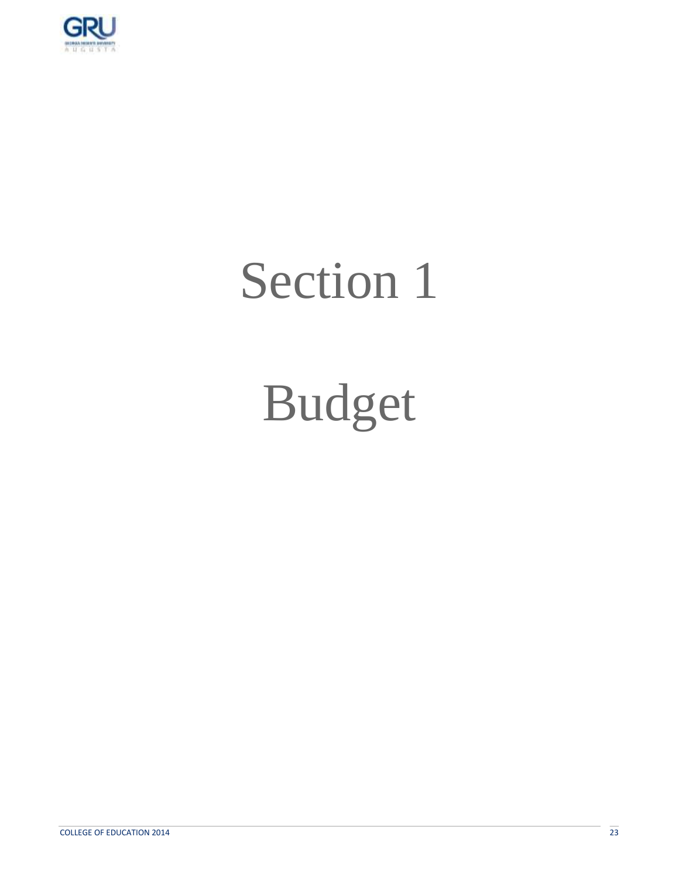# Section 1

# Budget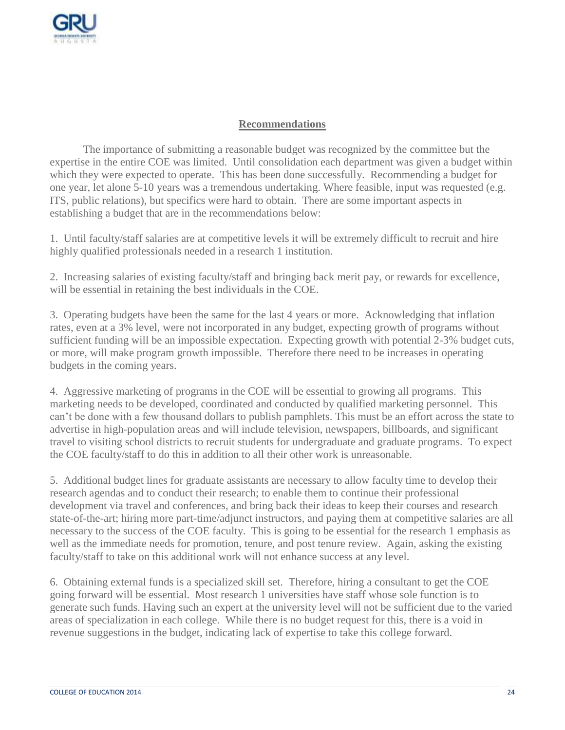## Recommendations

The importance of submitting a reasonable budget was recognized by the committee but the expertise in the entire COE was limited. Until consolidation each department was given a budget within which they were expected to operate. This has been done successfully. Recommending a budget for one year, let alone 5-10 years was a tremendous undertaking. Where feasible, input was requested (e.g. ITS, public relations), but specifics were hard to obtain. There are some important aspects in establishing a budget that are in the recommendations below:

1. Until faculty/staff salaries are at competitive levels it will be extremely difficult to recruit and hire highly qualified professionals needed in a research 1 institution.

2. Increasing salaries of existing faculty/staff and bringing back merit pay, or rewards for excellence, will be essential in retaining the best individuals in the COE.

3. Operating budgets have been the same for the last 4 years or more. Acknowledging that inflation rates, even at a 3% level, were not incorporated in any budget, expecting growth of programs without sufficient funding will be an impossible expectation. Expecting growth with potential 2-3% budget cuts, or more, will make program growth impossible. Therefore there need to be increases in operating budgets in the coming years.

4. Aggressive marketing of programs in the COE will be essential to growing all programs. This marketing needs to be developed, coordinated and conducted by qualified marketing personnel. This can't be done with a few thousand dollars to publish pamphlets. This must be an effort across the state to advertise in high-population areas and will include television, newspapers, billboards, and significant travel to visiting school districts to recruit students for undergraduate and graduate programs. To expect the COE faculty/staff to do this in addition to all their other work is unreasonable.

5. Additional budget lines for graduate assistants are necessary to allow faculty time to develop their research agendas and to conduct their research; to enable them to continue their professional development via travel and conferences, and bring back their ideas to keep their courses and research state-of-the-art; hiring more part-time/adjunct instructors, and paying them at competitive salaries are all necessary to the success of the COE faculty. This is going to be essential for the research 1 emphasis as well as the immediate needs for promotion, tenure, and post tenure review. Again, asking the existing faculty/staff to take on this additional work will not enhance success at any level.

6. Obtaining external funds is a specialized skill set. Therefore, hiring a consultant to get the COE going forward will be essential. Most research 1 universities have staff whose sole function is to generate such funds. Having such an expert at the university level will not be sufficient due to the varied areas of specialization in each college. While there is no budget request for this, there is a void in revenue suggestions in the budget, indicating lack of expertise to take this college forward.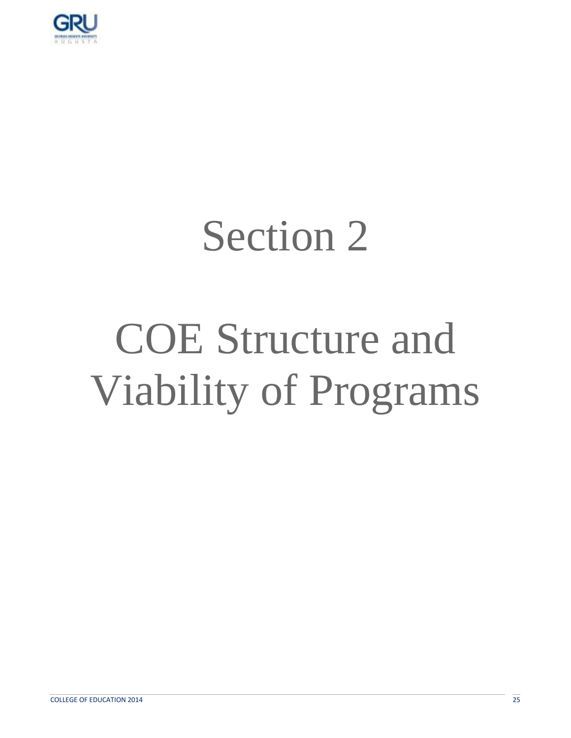# Section 2

# COE Structure and Viability of Programs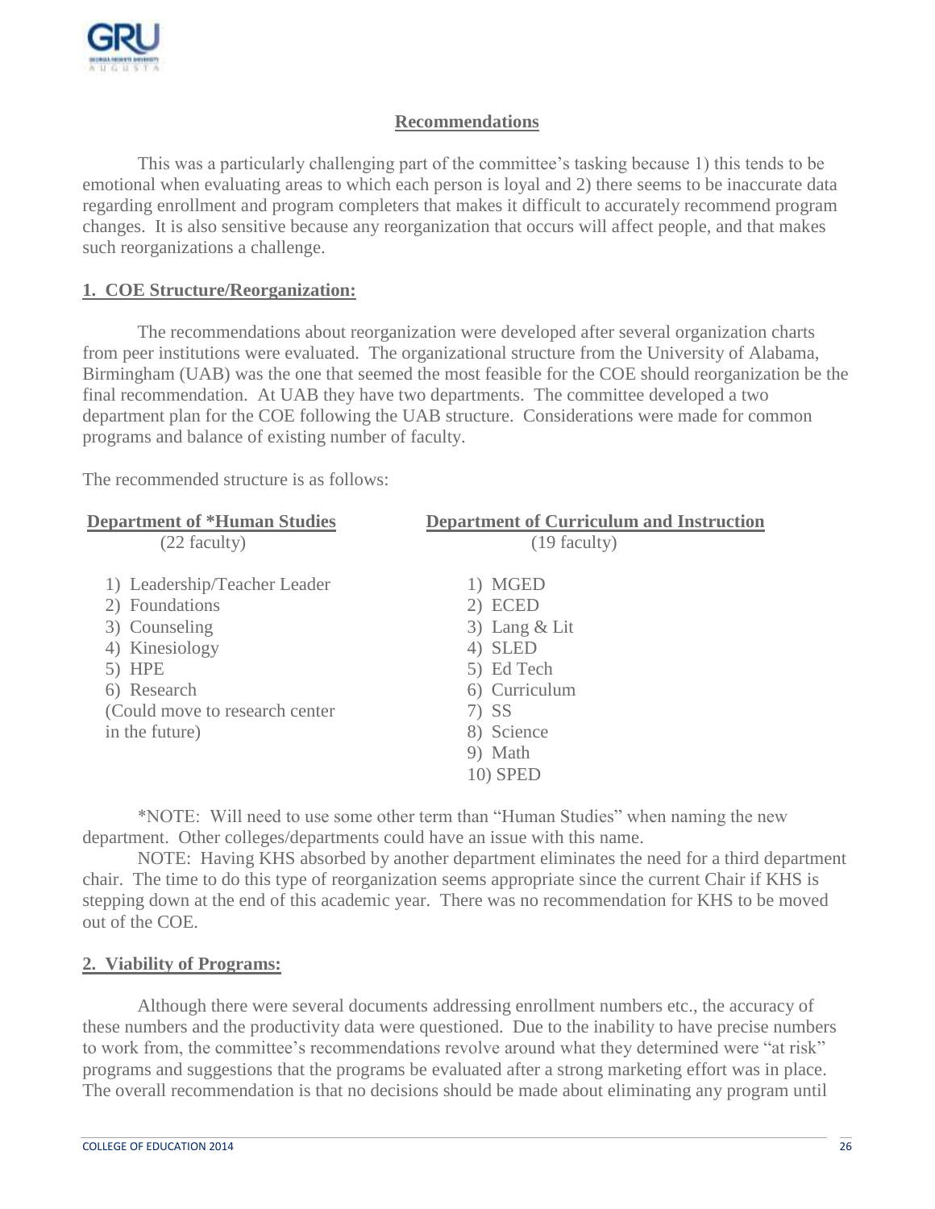## Recommendations

This was a particularly challenging part of the committee's tasking because 1) this tends to be emotional when evaluating areas to which each person is loyal and 2) there seems to be inaccurate data regarding enrollment and program completers that makes it difficult to accurately recommend program changes. It is also sensitive because any reorganization that occurs will affect people, and that makes such reorganizations a challenge.

### 1. COE Structure/Reorganization:

The recommendations about reorganization were developed after several organization charts from peer institutions were evaluated. The organizational structure from the University of Alabama, Birmingham (UAB) was the one that seemed the most feasible for the COE should reorganization be the final recommendation. At UAB they have two departments. The committee developed a two department plan for the COE following the UAB structure. Considerations were made for common programs and balance of existing number of faculty.

The recommended structure is as follows:

| Department of *Human Studies (22 faculty) | Department of Curriculum and Instruction (19 faculty) |
|---|---|
| 1) Leadership/Teacher Leader | 1) MGED |
| 2) Foundations | 2) ECED |
| 3) Counseling | 3) Lang & Lit |
| 4) Kinesiology | 4) SLED |
| 5) HPE | 5) Ed Tech |
| 6) Research (Could move to research center in the future) | 6) Curriculum |
| | 7) SS |
| | 8) Science |
| | 9) Math |
| | 10) SPED |

*NOTE: Will need to use some other term than "Human Studies" when naming the new department. Other colleges/departments could have an issue with this name.

NOTE: Having KHS absorbed by another department eliminates the need for a third department chair. The time to do this type of reorganization seems appropriate since the current Chair if KHS is stepping down at the end of this academic year. There was no recommendation for KHS to be moved out of the COE.

### 2. Viability of Programs:

Although there were several documents addressing enrollment numbers etc., the accuracy of these numbers and the productivity data were questioned. Due to the inability to have precise numbers to work from, the committee's recommendations revolve around what they determined were "at risk" programs and suggestions that the programs be evaluated after a strong marketing effort was in place. The overall recommendation is that no decisions should be made about eliminating any program until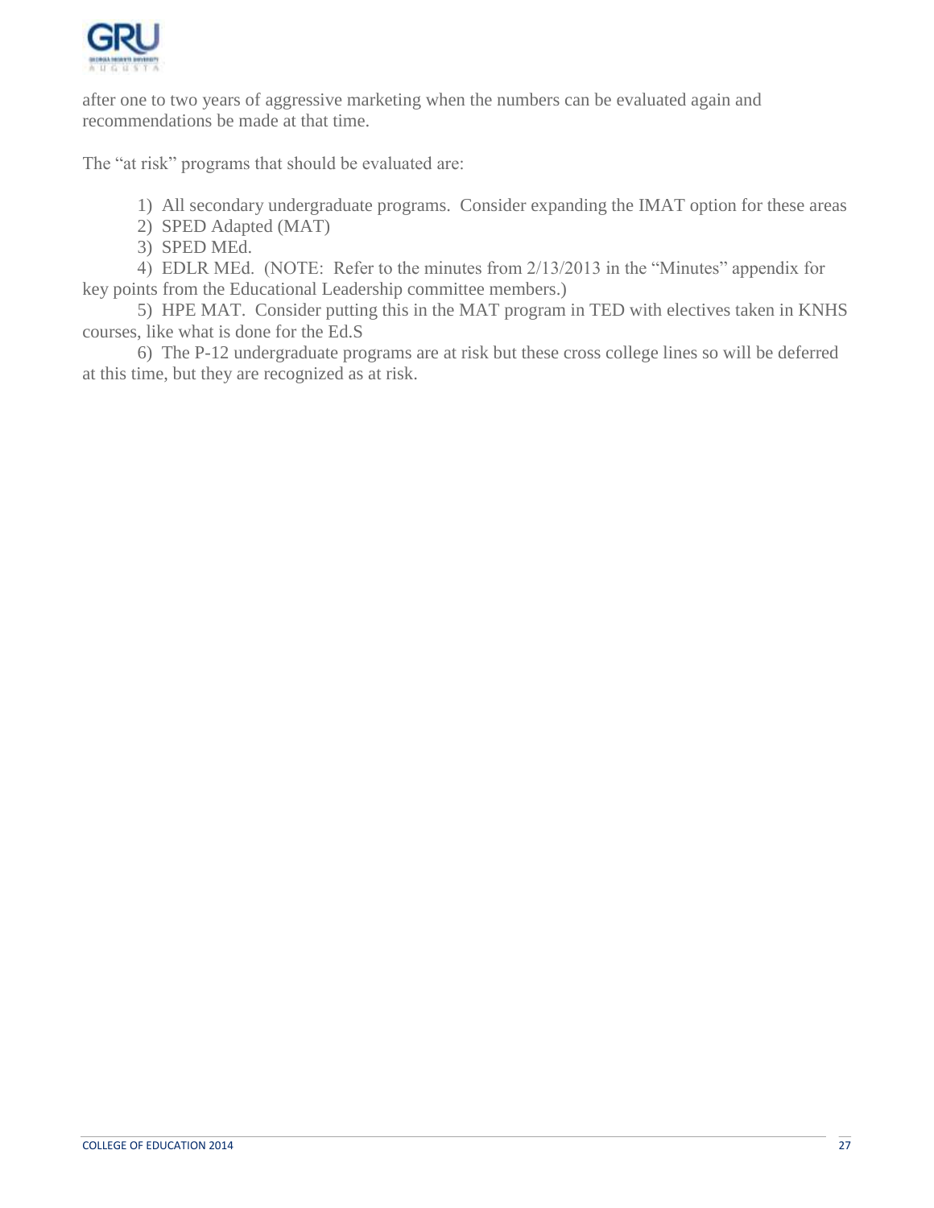after one to two years of aggressive marketing when the numbers can be evaluated again and recommendations be made at that time.

The "at risk" programs that should be evaluated are:

1) All secondary undergraduate programs. Consider expanding the IMAT option for these areas
2) SPED Adapted (MAT)
3) SPED MEd.
4) EDLR MEd. (NOTE: Refer to the minutes from 2/13/2013 in the "Minutes" appendix for key points from the Educational Leadership committee members.)
5) HPE MAT. Consider putting this in the MAT program in TED with electives taken in KNHS courses, like what is done for the Ed.S
6) The P-12 undergraduate programs are at risk but these cross college lines so will be deferred at this time, but they are recognized as at risk.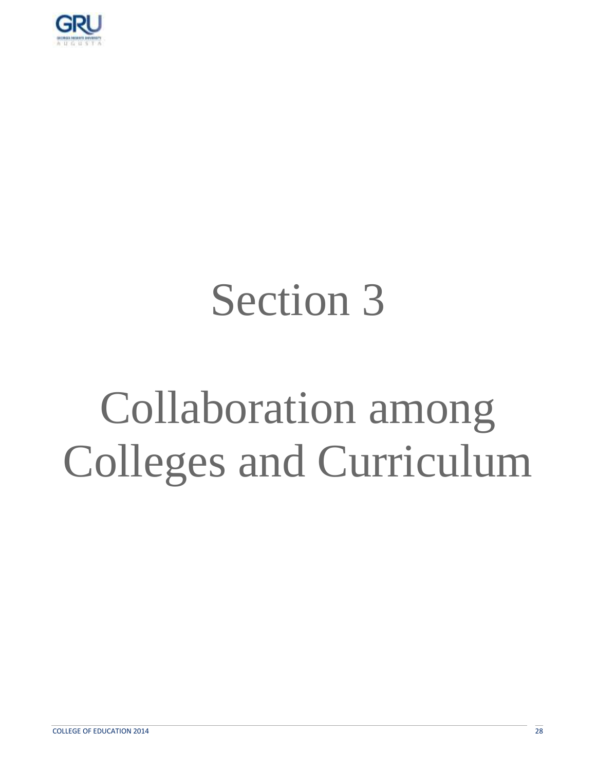# Section 3

# Collaboration among Colleges and Curriculum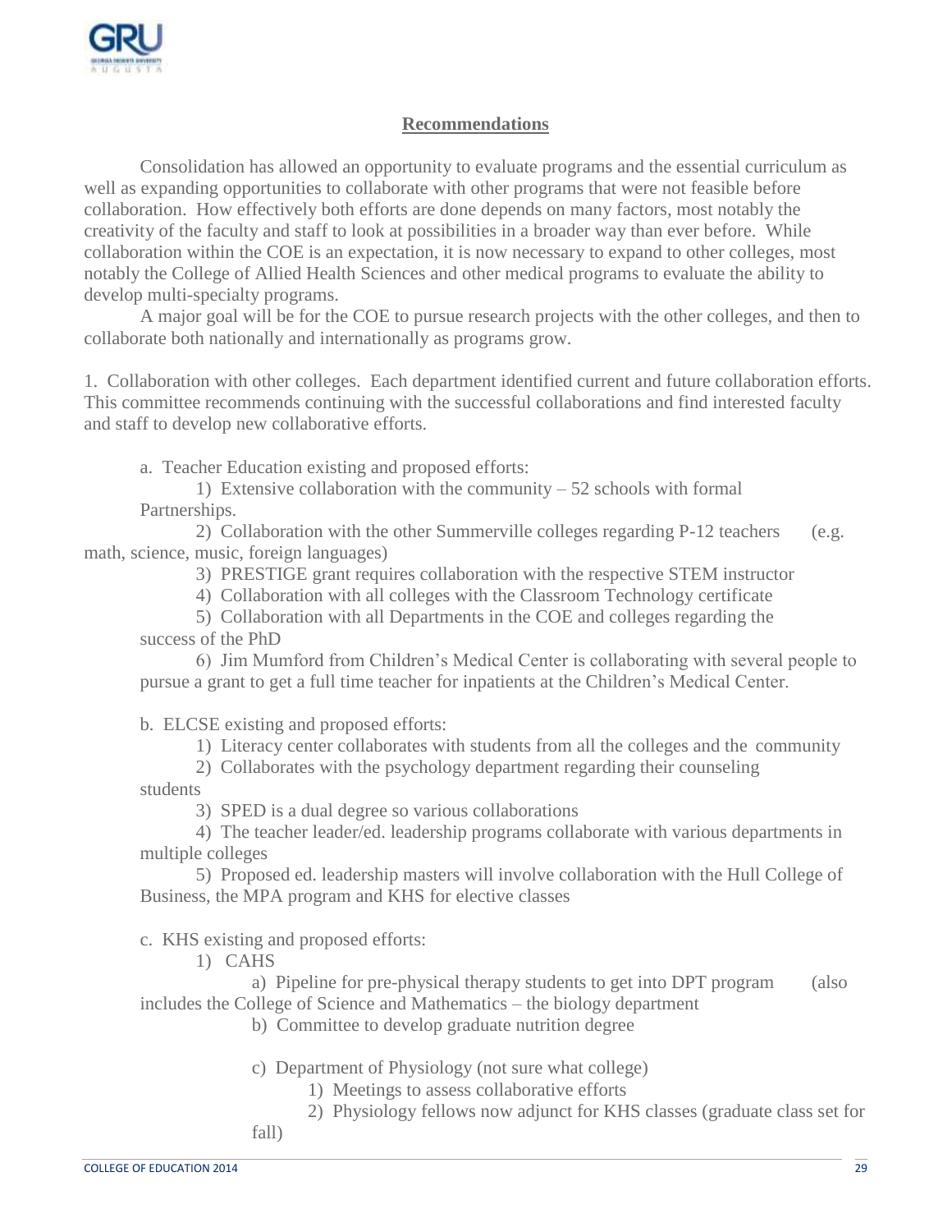## Recommendations

Consolidation has allowed an opportunity to evaluate programs and the essential curriculum as well as expanding opportunities to collaborate with other programs that were not feasible before collaboration. How effectively both efforts are done depends on many factors, most notably the creativity of the faculty and staff to look at possibilities in a broader way than ever before. While collaboration within the COE is an expectation, it is now necessary to expand to other colleges, most notably the College of Allied Health Sciences and other medical programs to evaluate the ability to develop multi-specialty programs.

A major goal will be for the COE to pursue research projects with the other colleges, and then to collaborate both nationally and internationally as programs grow.

1. Collaboration with other colleges. Each department identified current and future collaboration efforts. This committee recommends continuing with the successful collaborations and find interested faculty and staff to develop new collaborative efforts.

   a. Teacher Education existing and proposed efforts:

      1) Extensive collaboration with the community – 52 schools with formal Partnerships.

      2) Collaboration with the other Summerville colleges regarding P-12 teachers (e.g. math, science, music, foreign languages)

      3) PRESTIGE grant requires collaboration with the respective STEM instructor

      4) Collaboration with all colleges with the Classroom Technology certificate

      5) Collaboration with all Departments in the COE and colleges regarding the success of the PhD

      6) Jim Mumford from Children's Medical Center is collaborating with several people to pursue a grant to get a full time teacher for inpatients at the Children's Medical Center.

   b. ELCSE existing and proposed efforts:

      1) Literacy center collaborates with students from all the colleges and the community

      2) Collaborates with the psychology department regarding their counseling students

      3) SPED is a dual degree so various collaborations

      4) The teacher leader/ed. leadership programs collaborate with various departments in multiple colleges

      5) Proposed ed. leadership masters will involve collaboration with the Hull College of Business, the MPA program and KHS for elective classes

   c. KHS existing and proposed efforts:

      1) CAHS

         a) Pipeline for pre-physical therapy students to get into DPT program (also includes the College of Science and Mathematics – the biology department

         b) Committee to develop graduate nutrition degree

         c) Department of Physiology (not sure what college)

            1) Meetings to assess collaborative efforts

            2) Physiology fellows now adjunct for KHS classes (graduate class set for fall)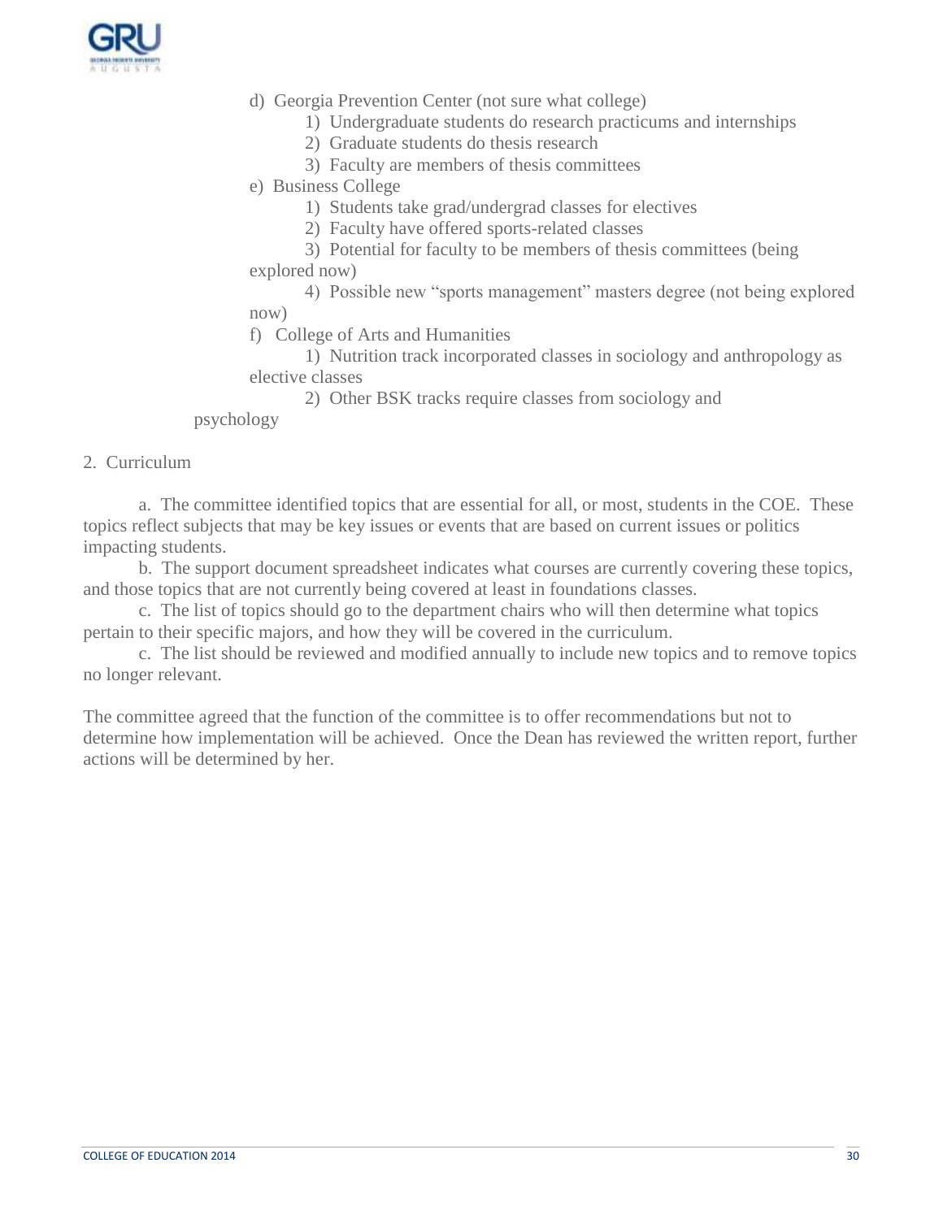d) Georgia Prevention Center (not sure what college)

1) Undergraduate students do research practicums and internships
2) Graduate students do thesis research
3) Faculty are members of thesis committees

e) Business College

1) Students take grad/undergrad classes for electives
2) Faculty have offered sports-related classes
3) Potential for faculty to be members of thesis committees (being explored now)
4) Possible new "sports management" masters degree (not being explored now)

f) College of Arts and Humanities

1) Nutrition track incorporated classes in sociology and anthropology as elective classes
2) Other BSK tracks require classes from sociology and psychology

2. Curriculum

a. The committee identified topics that are essential for all, or most, students in the COE. These topics reflect subjects that may be key issues or events that are based on current issues or politics impacting students.

b. The support document spreadsheet indicates what courses are currently covering these topics, and those topics that are not currently being covered at least in foundations classes.

c. The list of topics should go to the department chairs who will then determine what topics pertain to their specific majors, and how they will be covered in the curriculum.

c. The list should be reviewed and modified annually to include new topics and to remove topics no longer relevant.

The committee agreed that the function of the committee is to offer recommendations but not to determine how implementation will be achieved. Once the Dean has reviewed the written report, further actions will be determined by her.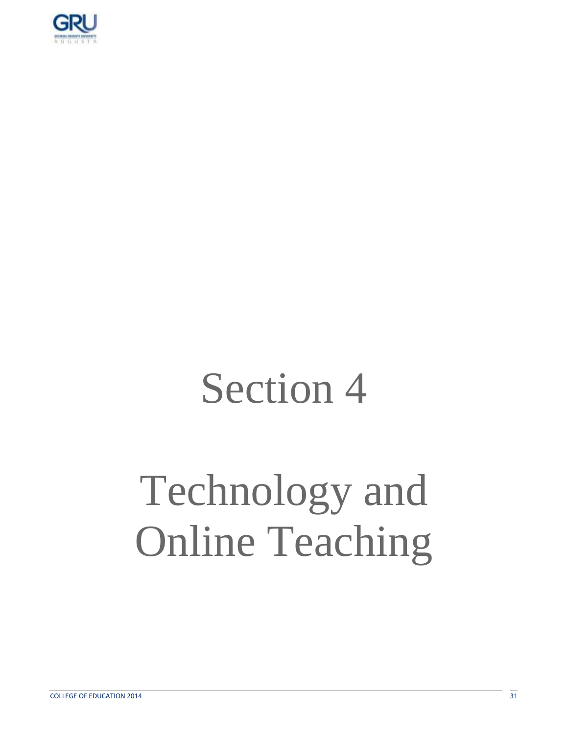# Section 4

# Technology and Online Teaching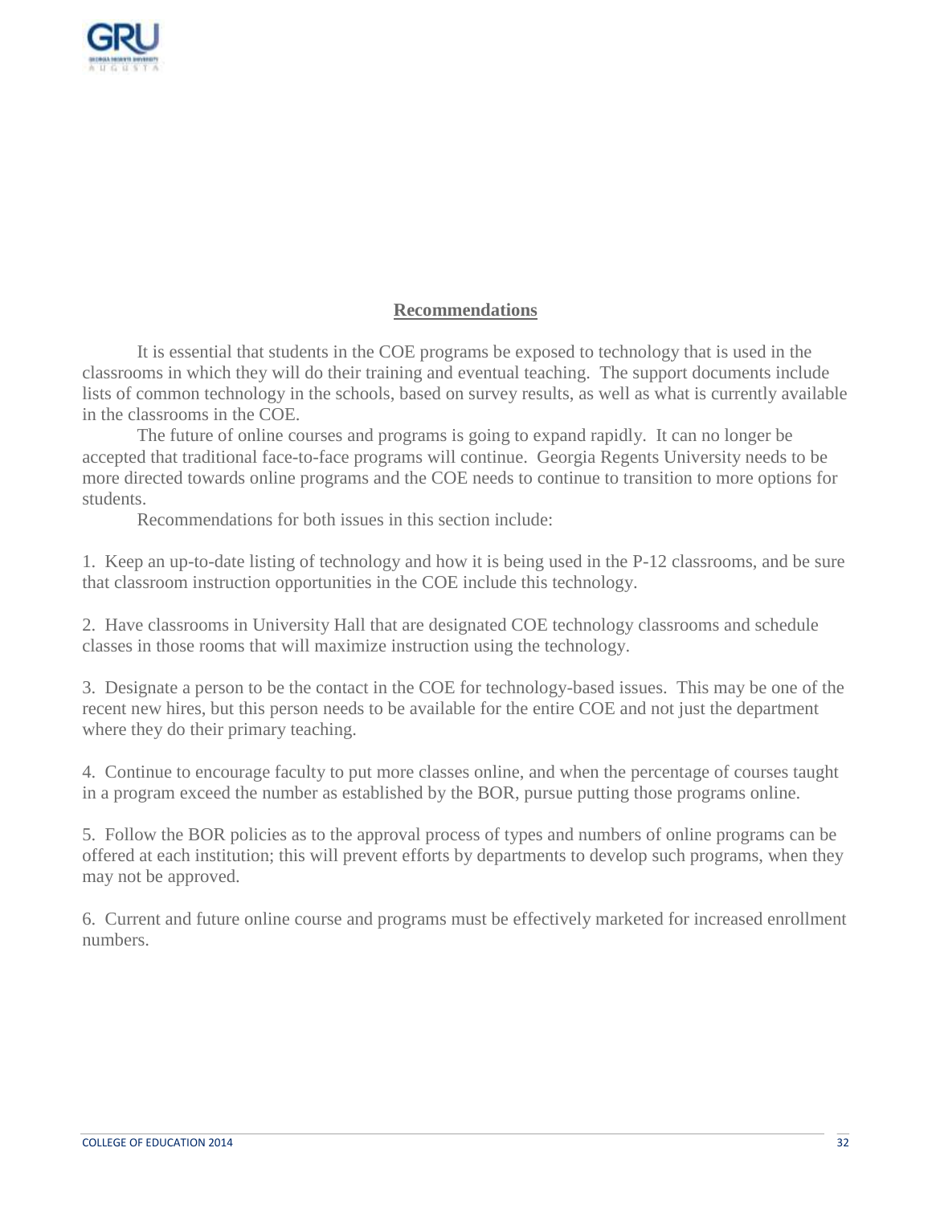## Recommendations

It is essential that students in the COE programs be exposed to technology that is used in the classrooms in which they will do their training and eventual teaching. The support documents include lists of common technology in the schools, based on survey results, as well as what is currently available in the classrooms in the COE.

The future of online courses and programs is going to expand rapidly. It can no longer be accepted that traditional face-to-face programs will continue. Georgia Regents University needs to be more directed towards online programs and the COE needs to continue to transition to more options for students.

Recommendations for both issues in this section include:

1. Keep an up-to-date listing of technology and how it is being used in the P-12 classrooms, and be sure that classroom instruction opportunities in the COE include this technology.

2. Have classrooms in University Hall that are designated COE technology classrooms and schedule classes in those rooms that will maximize instruction using the technology.

3. Designate a person to be the contact in the COE for technology-based issues. This may be one of the recent new hires, but this person needs to be available for the entire COE and not just the department where they do their primary teaching.

4. Continue to encourage faculty to put more classes online, and when the percentage of courses taught in a program exceed the number as established by the BOR, pursue putting those programs online.

5. Follow the BOR policies as to the approval process of types and numbers of online programs can be offered at each institution; this will prevent efforts by departments to develop such programs, when they may not be approved.

6. Current and future online course and programs must be effectively marketed for increased enrollment numbers.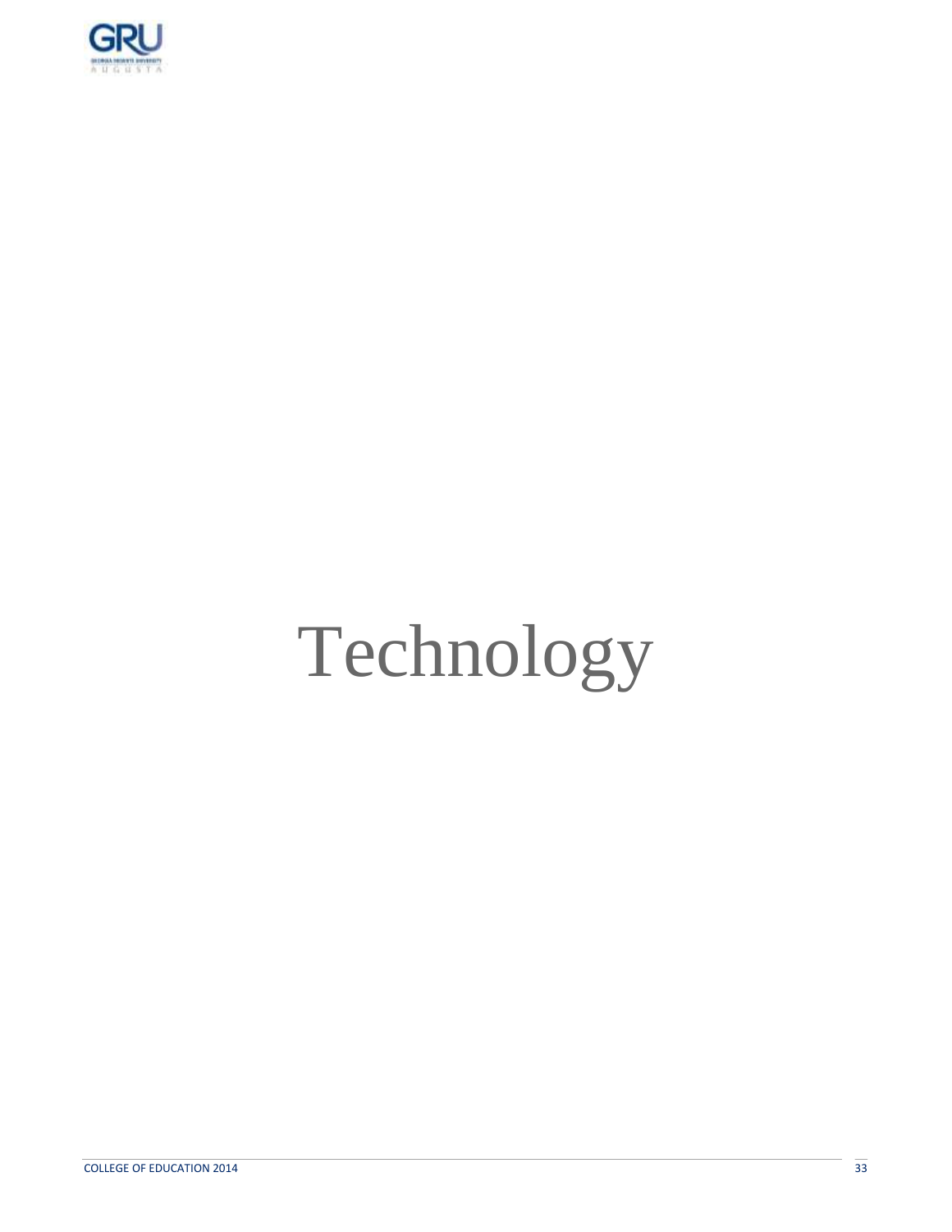# Technology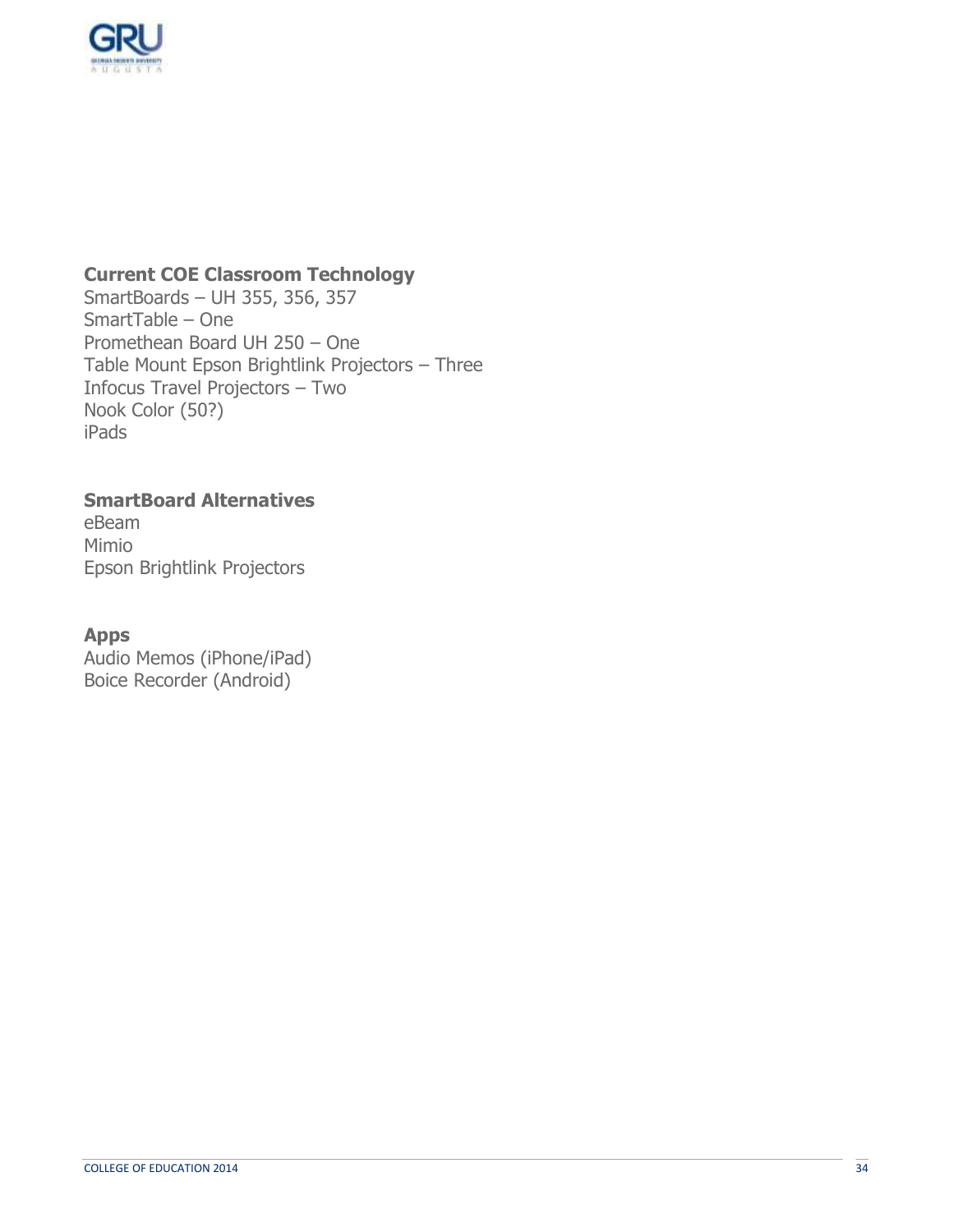**Current COE Classroom Technology**

SmartBoards – UH 355, 356, 357
SmartTable – One
Promethean Board UH 250 – One
Table Mount Epson Brightlink Projectors – Three
Infocus Travel Projectors – Two
Nook Color (50?)
iPads

**SmartBoard Alternatives**

eBeam
Mimio
Epson Brightlink Projectors

**Apps**

Audio Memos (iPhone/iPad)
Boice Recorder (Android)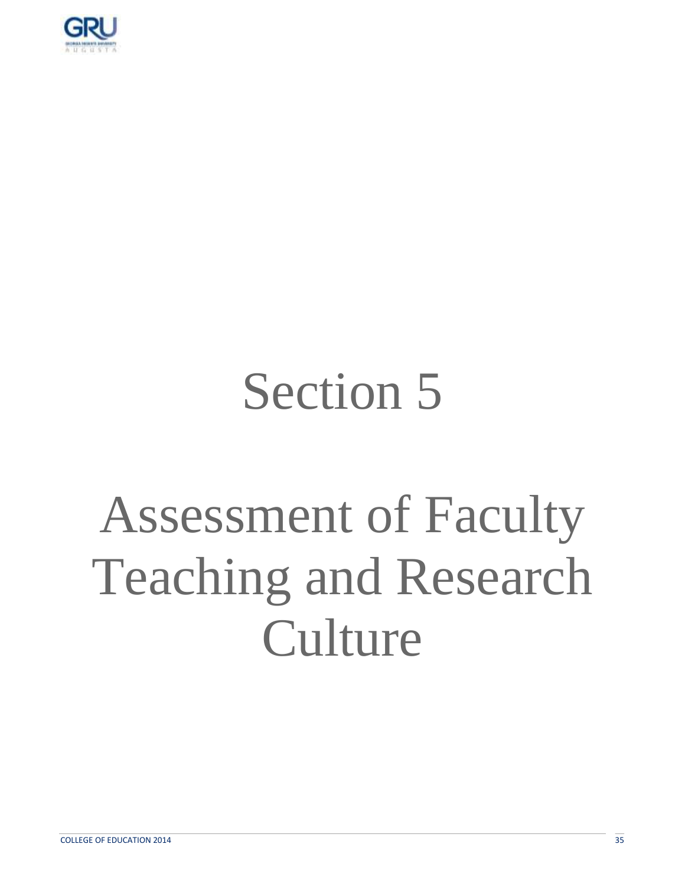# Section 5

# Assessment of Faculty Teaching and Research Culture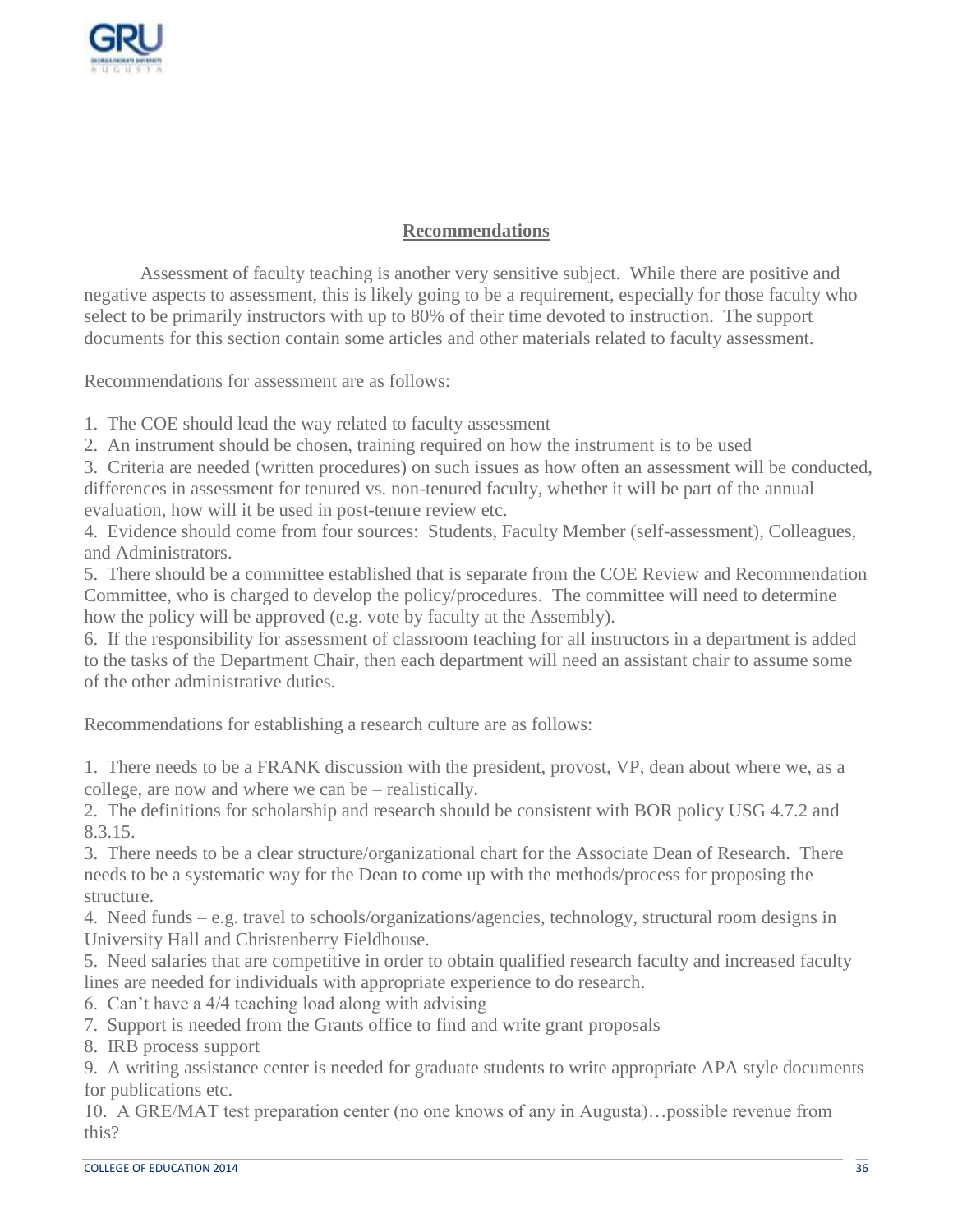## Recommendations

Assessment of faculty teaching is another very sensitive subject. While there are positive and negative aspects to assessment, this is likely going to be a requirement, especially for those faculty who select to be primarily instructors with up to 80% of their time devoted to instruction. The support documents for this section contain some articles and other materials related to faculty assessment.

Recommendations for assessment are as follows:

1. The COE should lead the way related to faculty assessment
2. An instrument should be chosen, training required on how the instrument is to be used
3. Criteria are needed (written procedures) on such issues as how often an assessment will be conducted, differences in assessment for tenured vs. non-tenured faculty, whether it will be part of the annual evaluation, how will it be used in post-tenure review etc.
4. Evidence should come from four sources: Students, Faculty Member (self-assessment), Colleagues, and Administrators.
5. There should be a committee established that is separate from the COE Review and Recommendation Committee, who is charged to develop the policy/procedures. The committee will need to determine how the policy will be approved (e.g. vote by faculty at the Assembly).
6. If the responsibility for assessment of classroom teaching for all instructors in a department is added to the tasks of the Department Chair, then each department will need an assistant chair to assume some of the other administrative duties.

Recommendations for establishing a research culture are as follows:

1. There needs to be a FRANK discussion with the president, provost, VP, dean about where we, as a college, are now and where we can be – realistically.
2. The definitions for scholarship and research should be consistent with BOR policy USG 4.7.2 and 8.3.15.
3. There needs to be a clear structure/organizational chart for the Associate Dean of Research. There needs to be a systematic way for the Dean to come up with the methods/process for proposing the structure.
4. Need funds – e.g. travel to schools/organizations/agencies, technology, structural room designs in University Hall and Christenberry Fieldhouse.
5. Need salaries that are competitive in order to obtain qualified research faculty and increased faculty lines are needed for individuals with appropriate experience to do research.
6. Can't have a 4/4 teaching load along with advising
7. Support is needed from the Grants office to find and write grant proposals
8. IRB process support
9. A writing assistance center is needed for graduate students to write appropriate APA style documents for publications etc.
10. A GRE/MAT test preparation center (no one knows of any in Augusta)…possible revenue from this?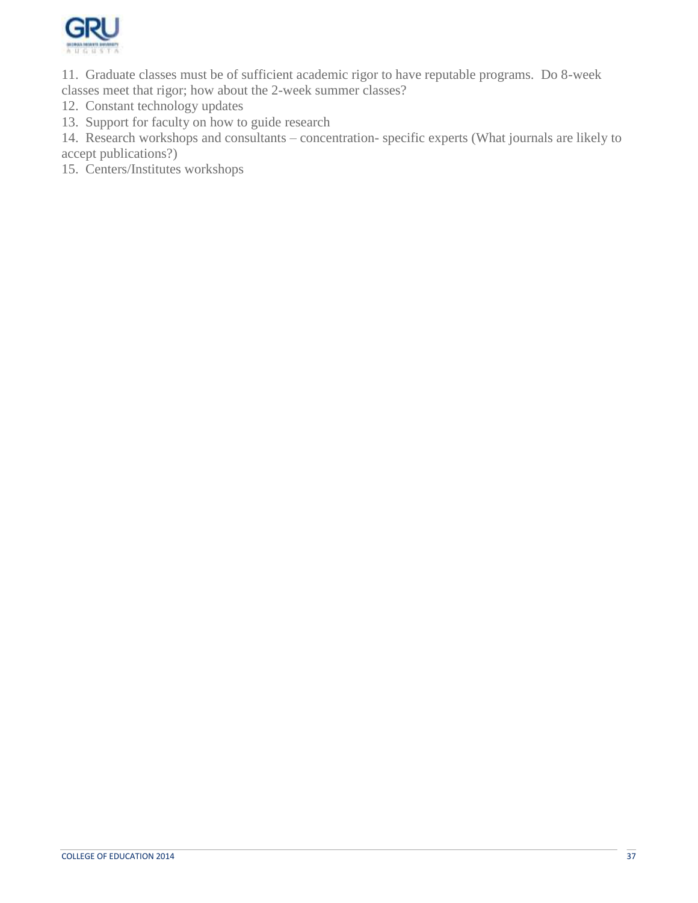11. Graduate classes must be of sufficient academic rigor to have reputable programs. Do 8-week classes meet that rigor; how about the 2-week summer classes?
12. Constant technology updates
13. Support for faculty on how to guide research
14. Research workshops and consultants – concentration- specific experts (What journals are likely to accept publications?)
15. Centers/Institutes workshops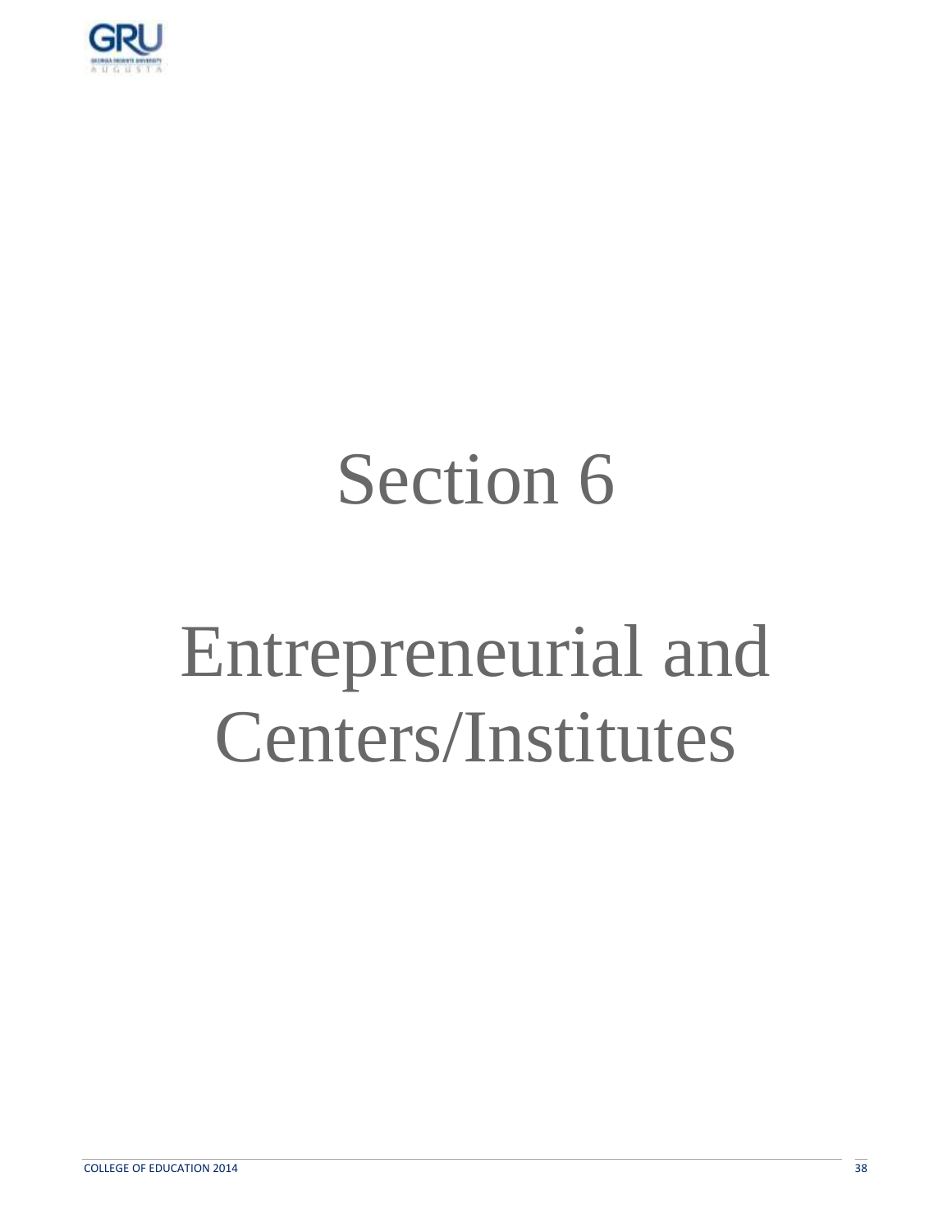# Section 6

# Entrepreneurial and Centers/Institutes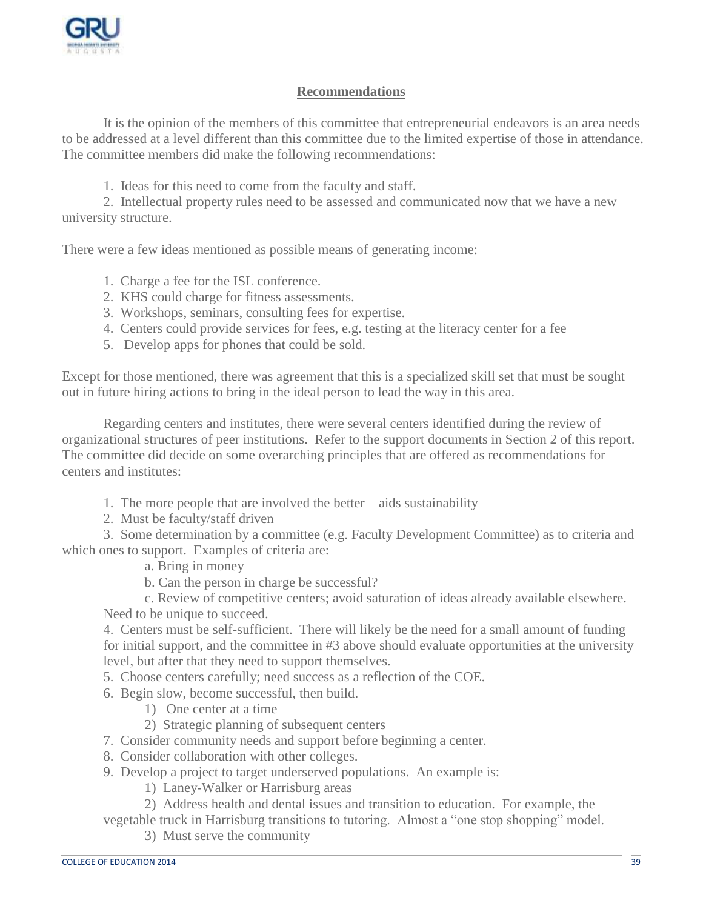## Recommendations

It is the opinion of the members of this committee that entrepreneurial endeavors is an area needs to be addressed at a level different than this committee due to the limited expertise of those in attendance. The committee members did make the following recommendations:

1. Ideas for this need to come from the faculty and staff.
2. Intellectual property rules need to be assessed and communicated now that we have a new university structure.

There were a few ideas mentioned as possible means of generating income:

1. Charge a fee for the ISL conference.
2. KHS could charge for fitness assessments.
3. Workshops, seminars, consulting fees for expertise.
4. Centers could provide services for fees, e.g. testing at the literacy center for a fee
5. Develop apps for phones that could be sold.

Except for those mentioned, there was agreement that this is a specialized skill set that must be sought out in future hiring actions to bring in the ideal person to lead the way in this area.

Regarding centers and institutes, there were several centers identified during the review of organizational structures of peer institutions. Refer to the support documents in Section 2 of this report. The committee did decide on some overarching principles that are offered as recommendations for centers and institutes:

1. The more people that are involved the better – aids sustainability
2. Must be faculty/staff driven
3. Some determination by a committee (e.g. Faculty Development Committee) as to criteria and which ones to support. Examples of criteria are:
   a. Bring in money
   b. Can the person in charge be successful?
   c. Review of competitive centers; avoid saturation of ideas already available elsewhere. Need to be unique to succeed.
4. Centers must be self-sufficient. There will likely be the need for a small amount of funding for initial support, and the committee in #3 above should evaluate opportunities at the university level, but after that they need to support themselves.
5. Choose centers carefully; need success as a reflection of the COE.
6. Begin slow, become successful, then build.
   1) One center at a time
   2) Strategic planning of subsequent centers
7. Consider community needs and support before beginning a center.
8. Consider collaboration with other colleges.
9. Develop a project to target underserved populations. An example is:
   1) Laney-Walker or Harrisburg areas
   2) Address health and dental issues and transition to education. For example, the vegetable truck in Harrisburg transitions to tutoring. Almost a "one stop shopping" model.
   3) Must serve the community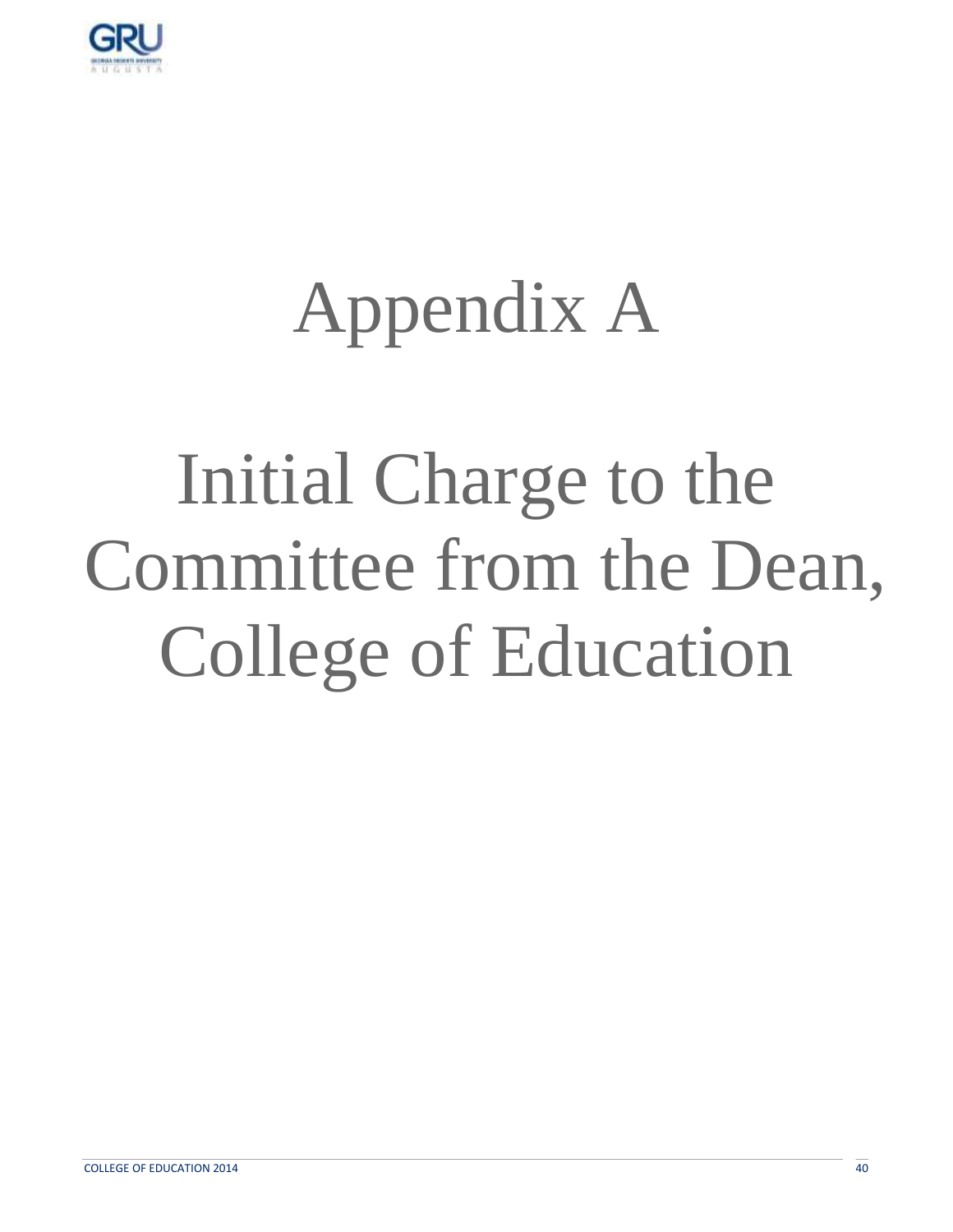# Appendix A

# Initial Charge to the Committee from the Dean, College of Education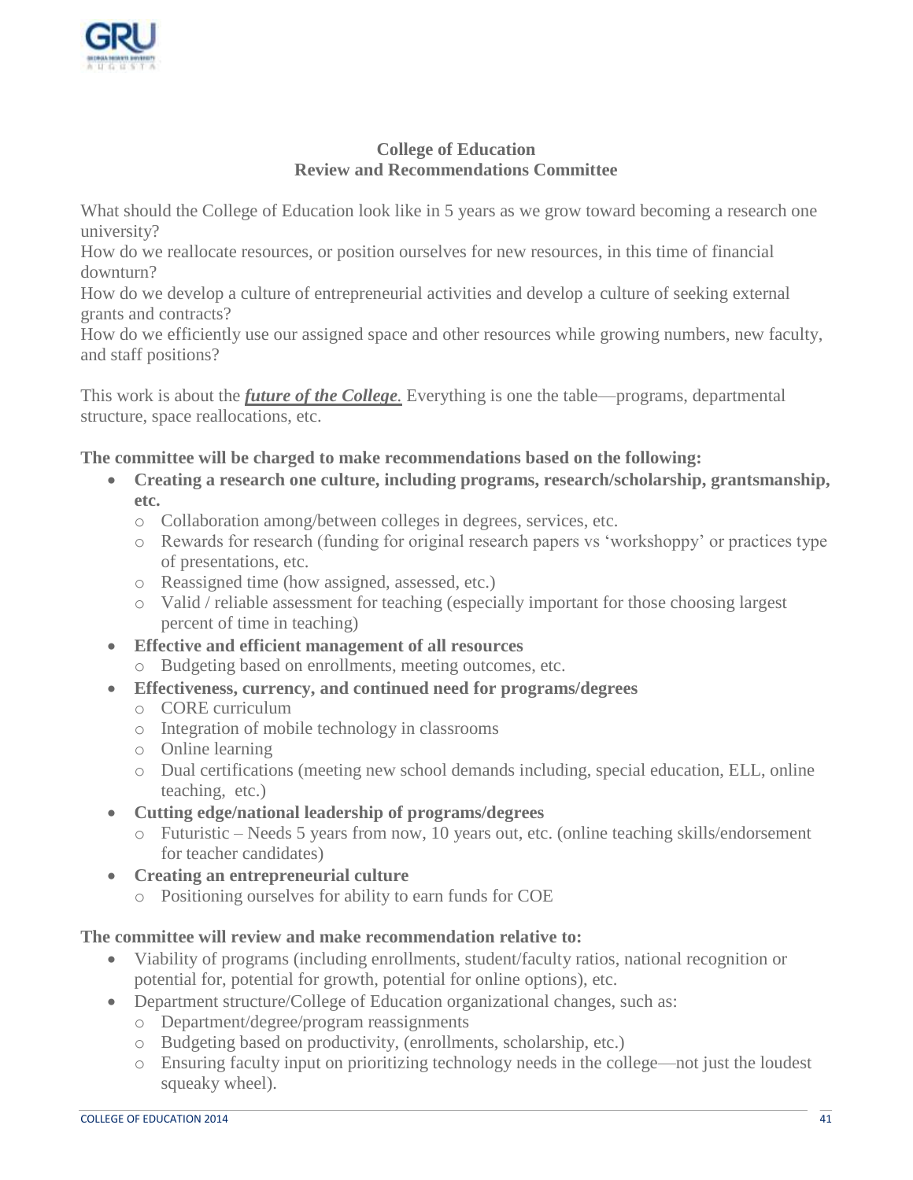## College of Education
## Review and Recommendations Committee

What should the College of Education look like in 5 years as we grow toward becoming a research one university?
How do we reallocate resources, or position ourselves for new resources, in this time of financial downturn?
How do we develop a culture of entrepreneurial activities and develop a culture of seeking external grants and contracts?
How do we efficiently use our assigned space and other resources while growing numbers, new faculty, and staff positions?

This work is about the ***future of the College***. Everything is one the table—programs, departmental structure, space reallocations, etc.

**The committee will be charged to make recommendations based on the following:**

- **Creating a research one culture, including programs, research/scholarship, grantsmanship, etc.**
  - Collaboration among/between colleges in degrees, services, etc.
  - Rewards for research (funding for original research papers vs 'workshoppy' or practices type of presentations, etc.
  - Reassigned time (how assigned, assessed, etc.)
  - Valid / reliable assessment for teaching (especially important for those choosing largest percent of time in teaching)
- **Effective and efficient management of all resources**
  - Budgeting based on enrollments, meeting outcomes, etc.
- **Effectiveness, currency, and continued need for programs/degrees**
  - CORE curriculum
  - Integration of mobile technology in classrooms
  - Online learning
  - Dual certifications (meeting new school demands including, special education, ELL, online teaching, etc.)
- **Cutting edge/national leadership of programs/degrees**
  - Futuristic – Needs 5 years from now, 10 years out, etc. (online teaching skills/endorsement for teacher candidates)
- **Creating an entrepreneurial culture**
  - Positioning ourselves for ability to earn funds for COE

**The committee will review and make recommendation relative to:**

- Viability of programs (including enrollments, student/faculty ratios, national recognition or potential for, potential for growth, potential for online options), etc.
- Department structure/College of Education organizational changes, such as:
  - Department/degree/program reassignments
  - Budgeting based on productivity, (enrollments, scholarship, etc.)
  - Ensuring faculty input on prioritizing technology needs in the college—not just the loudest squeaky wheel).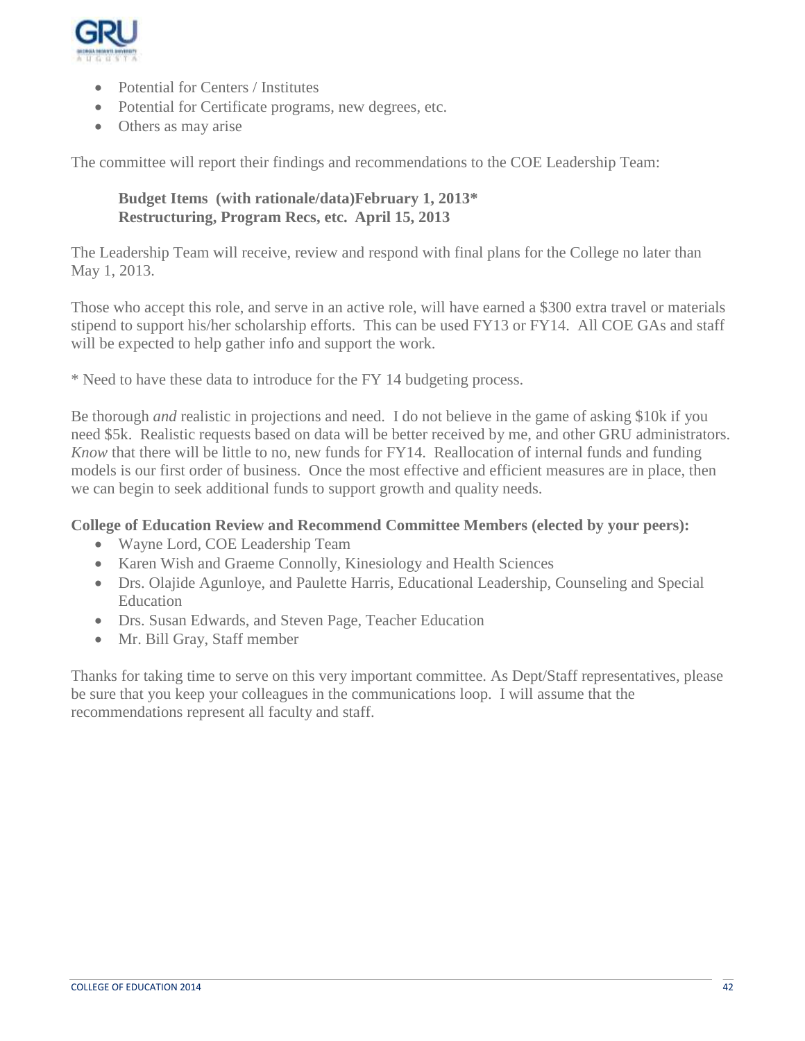- Potential for Centers / Institutes
- Potential for Certificate programs, new degrees, etc.
- Others as may arise

The committee will report their findings and recommendations to the COE Leadership Team:

> **Budget Items (with rationale/data)February 1, 2013***
> **Restructuring, Program Recs, etc. April 15, 2013**

The Leadership Team will receive, review and respond with final plans for the College no later than May 1, 2013.

Those who accept this role, and serve in an active role, will have earned a $300 extra travel or materials stipend to support his/her scholarship efforts. This can be used FY13 or FY14. All COE GAs and staff will be expected to help gather info and support the work.

* Need to have these data to introduce for the FY 14 budgeting process.

Be thorough *and* realistic in projections and need. I do not believe in the game of asking $10k if you need $5k. Realistic requests based on data will be better received by me, and other GRU administrators. *Know* that there will be little to no, new funds for FY14. Reallocation of internal funds and funding models is our first order of business. Once the most effective and efficient measures are in place, then we can begin to seek additional funds to support growth and quality needs.

**College of Education Review and Recommend Committee Members (elected by your peers):**

- Wayne Lord, COE Leadership Team
- Karen Wish and Graeme Connolly, Kinesiology and Health Sciences
- Drs. Olajide Agunloye, and Paulette Harris, Educational Leadership, Counseling and Special Education
- Drs. Susan Edwards, and Steven Page, Teacher Education
- Mr. Bill Gray, Staff member

Thanks for taking time to serve on this very important committee. As Dept/Staff representatives, please be sure that you keep your colleagues in the communications loop. I will assume that the recommendations represent all faculty and staff.